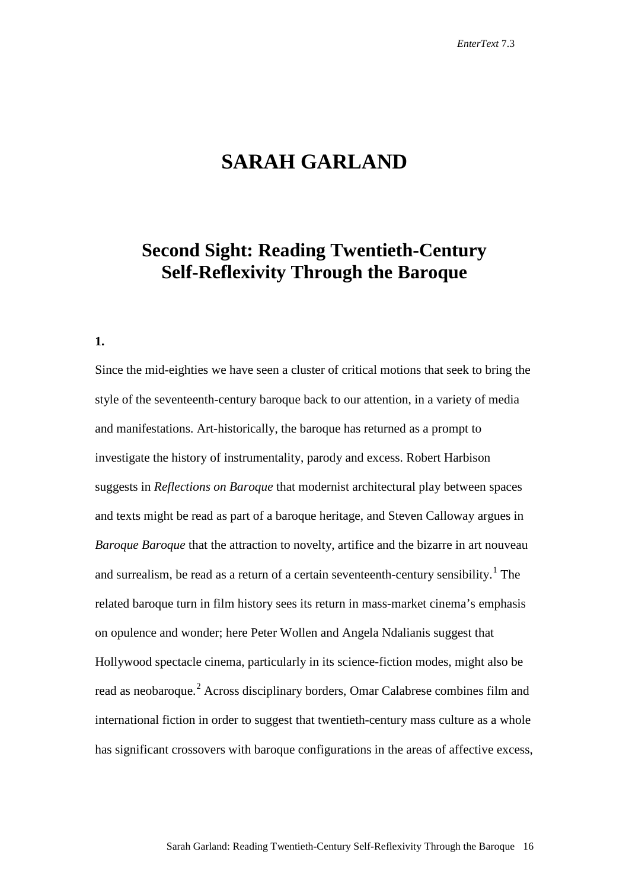# SARAH GARLAND

## Second Sight: Reading Twentieth-Century Self-Reflexivity Through the Baroque

**1.**

Since the mid-eighties we have seen a cluster of critical motions that seek to bring the style of the seventeenth-century baroque back to our attention, in a variety of media and manifestations. Art-historically, the baroque has returned as a prompt to investigate the history of instrumentality, parody and excess. Robert Harbison suggests in *Reflections on Baroque* that modernist architectural play between spaces and texts might be read as part of a baroque heritage, and Steven Calloway argues in *Baroque Baroque* that the attraction to novelty, artifice and the bizarre in art nouveau and surrealism, be read as a return of a certain seventeenth-century sensibility.[1] The related baroque turn in film history sees its return in mass-market cinema's emphasis on opulence and wonder; here Peter Wollen and Angela Ndalianis suggest that Hollywood spectacle cinema, particularly in its science-fiction modes, might also be read as neobaroque.[2] Across disciplinary borders, Omar Calabrese combines film and international fiction in order to suggest that twentieth-century mass culture as a whole has significant crossovers with baroque configurations in the areas of affective excess,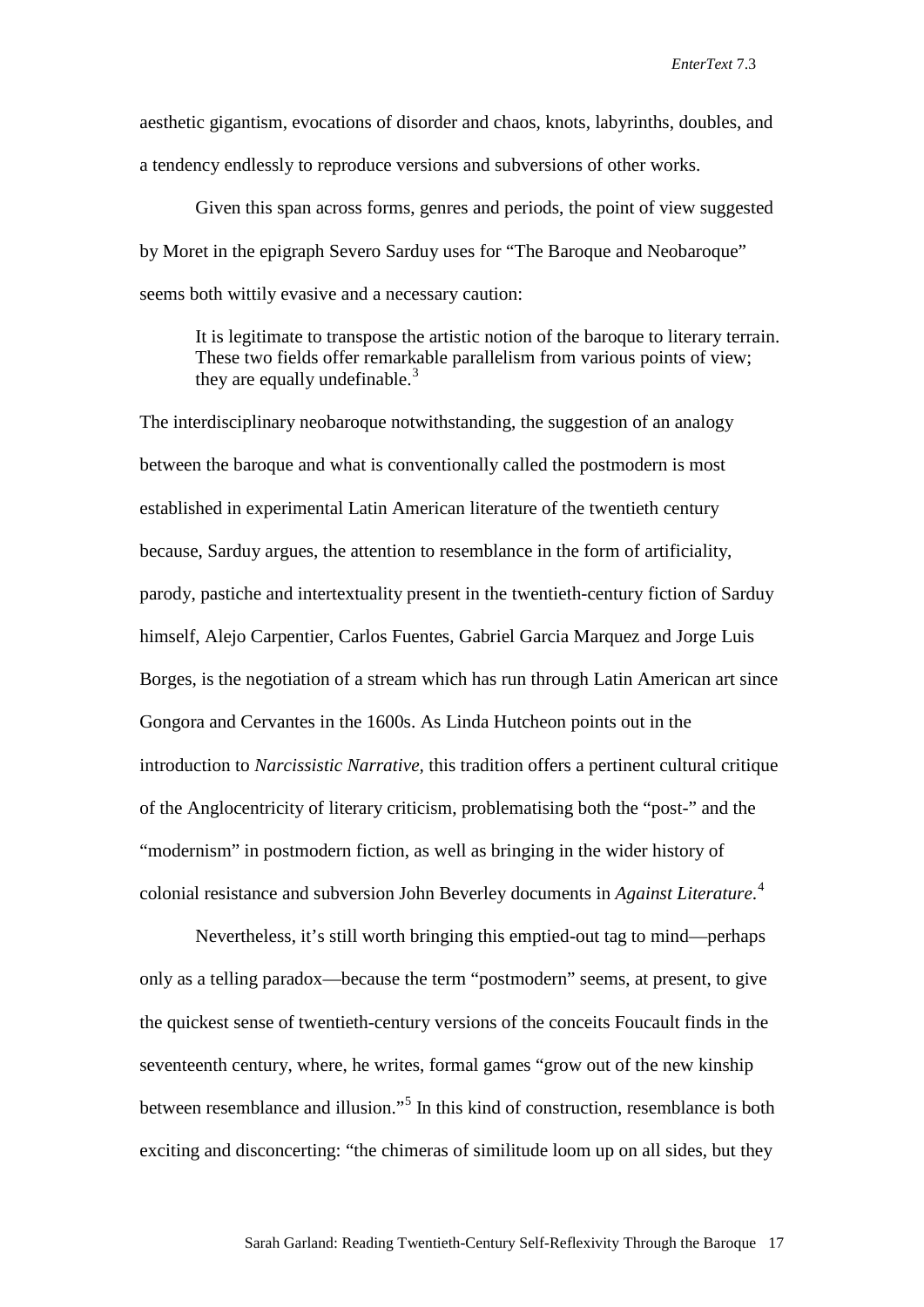aesthetic gigantism, evocations of disorder and chaos, knots, labyrinths, doubles, and a tendency endlessly to reproduce versions and subversions of other works.

Given this span across forms, genres and periods, the point of view suggested by Moret in the epigraph Severo Sarduy uses for "The Baroque and Neobaroque" seems both wittily evasive and a necessary caution:

> It is legitimate to transpose the artistic notion of the baroque to literary terrain. These two fields offer remarkable parallelism from various points of view; they are equally undefinable.[3]

The interdisciplinary neobaroque notwithstanding, the suggestion of an analogy between the baroque and what is conventionally called the postmodern is most established in experimental Latin American literature of the twentieth century because, Sarduy argues, the attention to resemblance in the form of artificiality, parody, pastiche and intertextuality present in the twentieth-century fiction of Sarduy himself, Alejo Carpentier, Carlos Fuentes, Gabriel Garcia Marquez and Jorge Luis Borges, is the negotiation of a stream which has run through Latin American art since Gongora and Cervantes in the 1600s. As Linda Hutcheon points out in the introduction to *Narcissistic Narrative*, this tradition offers a pertinent cultural critique of the Anglocentricity of literary criticism, problematising both the "post-" and the "modernism" in postmodern fiction, as well as bringing in the wider history of colonial resistance and subversion John Beverley documents in *Against Literature*.[4]

Nevertheless, it's still worth bringing this emptied-out tag to mind—perhaps only as a telling paradox—because the term "postmodern" seems, at present, to give the quickest sense of twentieth-century versions of the conceits Foucault finds in the seventeenth century, where, he writes, formal games "grow out of the new kinship between resemblance and illusion."[5] In this kind of construction, resemblance is both exciting and disconcerting: "the chimeras of similitude loom up on all sides, but they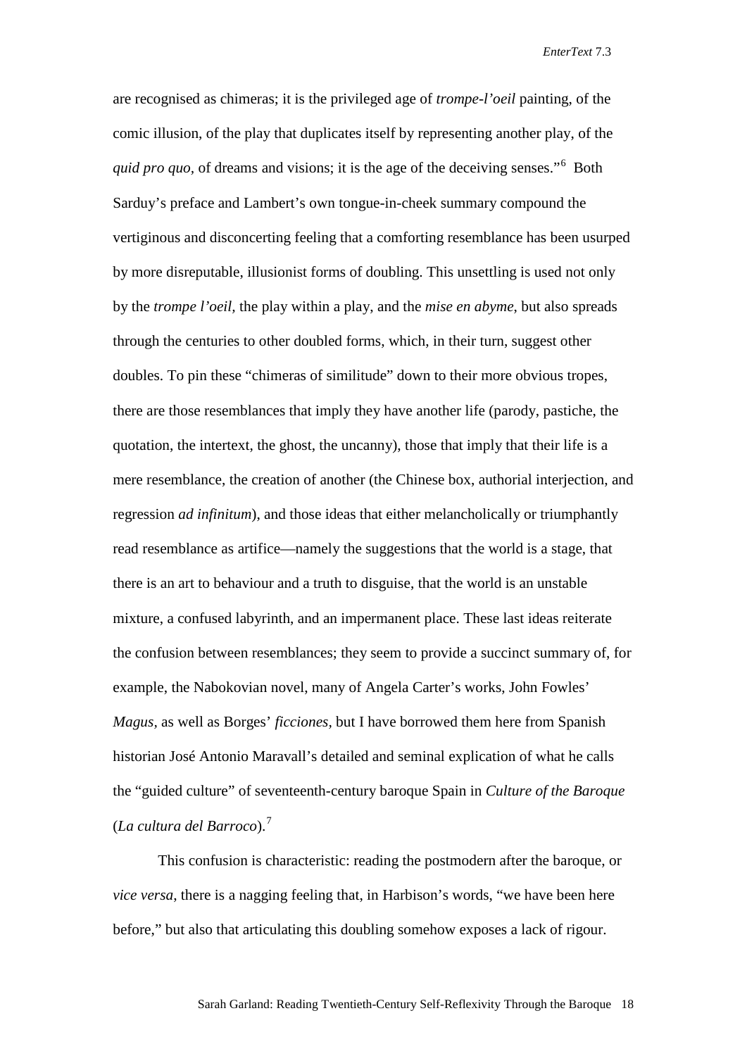are recognised as chimeras; it is the privileged age of *trompe-l'oeil* painting, of the comic illusion, of the play that duplicates itself by representing another play, of the *quid pro quo*, of dreams and visions; it is the age of the deceiving senses."[6] Both Sarduy's preface and Lambert's own tongue-in-cheek summary compound the vertiginous and disconcerting feeling that a comforting resemblance has been usurped by more disreputable, illusionist forms of doubling. This unsettling is used not only by the *trompe l'oeil*, the play within a play, and the *mise en abyme*, but also spreads through the centuries to other doubled forms, which, in their turn, suggest other doubles. To pin these "chimeras of similitude" down to their more obvious tropes, there are those resemblances that imply they have another life (parody, pastiche, the quotation, the intertext, the ghost, the uncanny), those that imply that their life is a mere resemblance, the creation of another (the Chinese box, authorial interjection, and regression *ad infinitum*), and those ideas that either melancholically or triumphantly read resemblance as artifice—namely the suggestions that the world is a stage, that there is an art to behaviour and a truth to disguise, that the world is an unstable mixture, a confused labyrinth, and an impermanent place. These last ideas reiterate the confusion between resemblances; they seem to provide a succinct summary of, for example, the Nabokovian novel, many of Angela Carter's works, John Fowles' *Magus*, as well as Borges' *ficciones*, but I have borrowed them here from Spanish historian José Antonio Maravall's detailed and seminal explication of what he calls the "guided culture" of seventeenth-century baroque Spain in *Culture of the Baroque* (*La cultura del Barroco*).[7]

This confusion is characteristic: reading the postmodern after the baroque, or *vice versa*, there is a nagging feeling that, in Harbison's words, "we have been here before," but also that articulating this doubling somehow exposes a lack of rigour.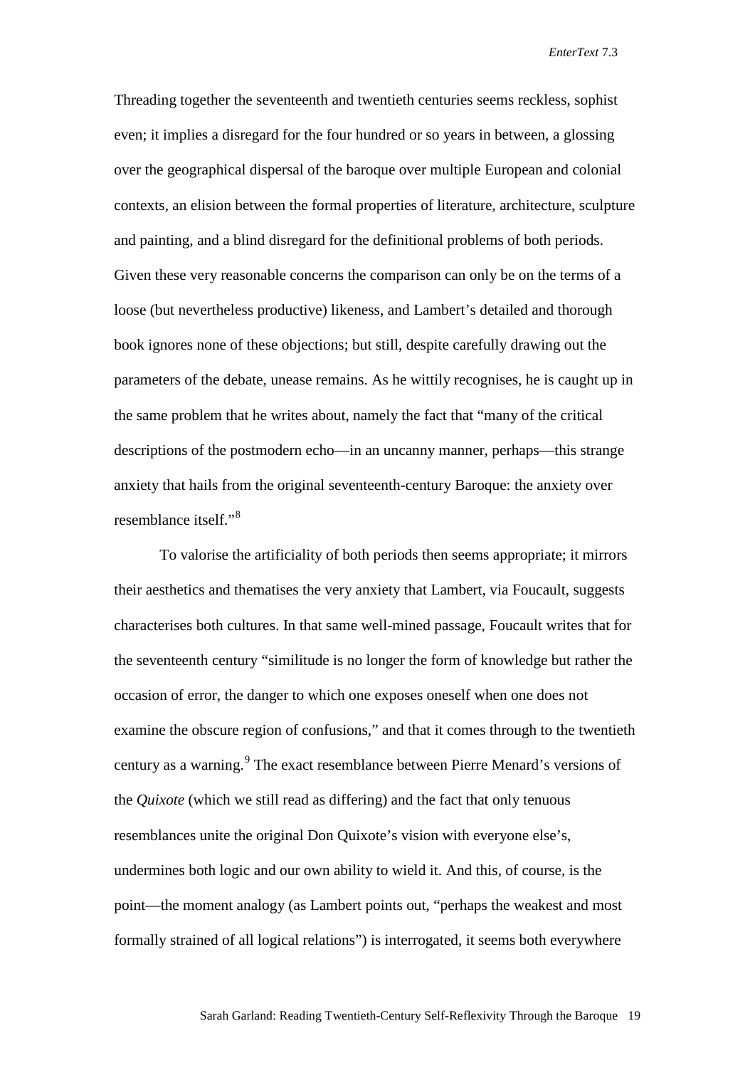Threading together the seventeenth and twentieth centuries seems reckless, sophist even; it implies a disregard for the four hundred or so years in between, a glossing over the geographical dispersal of the baroque over multiple European and colonial contexts, an elision between the formal properties of literature, architecture, sculpture and painting, and a blind disregard for the definitional problems of both periods. Given these very reasonable concerns the comparison can only be on the terms of a loose (but nevertheless productive) likeness, and Lambert's detailed and thorough book ignores none of these objections; but still, despite carefully drawing out the parameters of the debate, unease remains. As he wittily recognises, he is caught up in the same problem that he writes about, namely the fact that "many of the critical descriptions of the postmodern echo—in an uncanny manner, perhaps—this strange anxiety that hails from the original seventeenth-century Baroque: the anxiety over resemblance itself."[8]

To valorise the artificiality of both periods then seems appropriate; it mirrors their aesthetics and thematises the very anxiety that Lambert, via Foucault, suggests characterises both cultures. In that same well-mined passage, Foucault writes that for the seventeenth century "similitude is no longer the form of knowledge but rather the occasion of error, the danger to which one exposes oneself when one does not examine the obscure region of confusions," and that it comes through to the twentieth century as a warning.[9] The exact resemblance between Pierre Menard's versions of the *Quixote* (which we still read as differing) and the fact that only tenuous resemblances unite the original Don Quixote's vision with everyone else's, undermines both logic and our own ability to wield it. And this, of course, is the point—the moment analogy (as Lambert points out, "perhaps the weakest and most formally strained of all logical relations") is interrogated, it seems both everywhere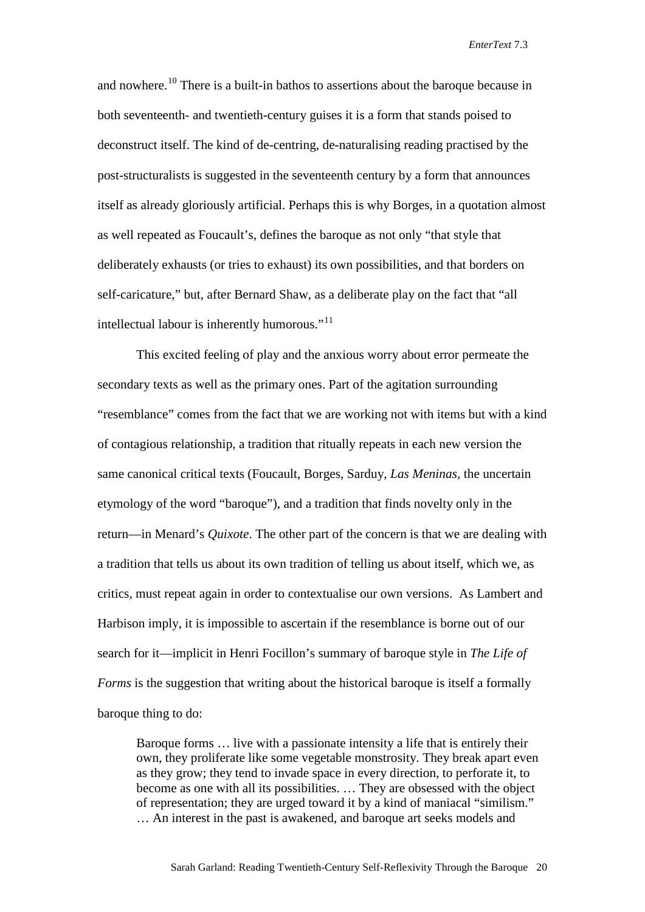and nowhere.[10] There is a built-in bathos to assertions about the baroque because in both seventeenth- and twentieth-century guises it is a form that stands poised to deconstruct itself. The kind of de-centring, de-naturalising reading practised by the post-structuralists is suggested in the seventeenth century by a form that announces itself as already gloriously artificial. Perhaps this is why Borges, in a quotation almost as well repeated as Foucault's, defines the baroque as not only "that style that deliberately exhausts (or tries to exhaust) its own possibilities, and that borders on self-caricature," but, after Bernard Shaw, as a deliberate play on the fact that "all intellectual labour is inherently humorous."[11]

This excited feeling of play and the anxious worry about error permeate the secondary texts as well as the primary ones. Part of the agitation surrounding "resemblance" comes from the fact that we are working not with items but with a kind of contagious relationship, a tradition that ritually repeats in each new version the same canonical critical texts (Foucault, Borges, Sarduy, *Las Meninas*, the uncertain etymology of the word "baroque"), and a tradition that finds novelty only in the return—in Menard's *Quixote*. The other part of the concern is that we are dealing with a tradition that tells us about its own tradition of telling us about itself, which we, as critics, must repeat again in order to contextualise our own versions. As Lambert and Harbison imply, it is impossible to ascertain if the resemblance is borne out of our search for it—implicit in Henri Focillon's summary of baroque style in *The Life of Forms* is the suggestion that writing about the historical baroque is itself a formally baroque thing to do:

> Baroque forms … live with a passionate intensity a life that is entirely their own, they proliferate like some vegetable monstrosity. They break apart even as they grow; they tend to invade space in every direction, to perforate it, to become as one with all its possibilities. … They are obsessed with the object of representation; they are urged toward it by a kind of maniacal "similism." … An interest in the past is awakened, and baroque art seeks models and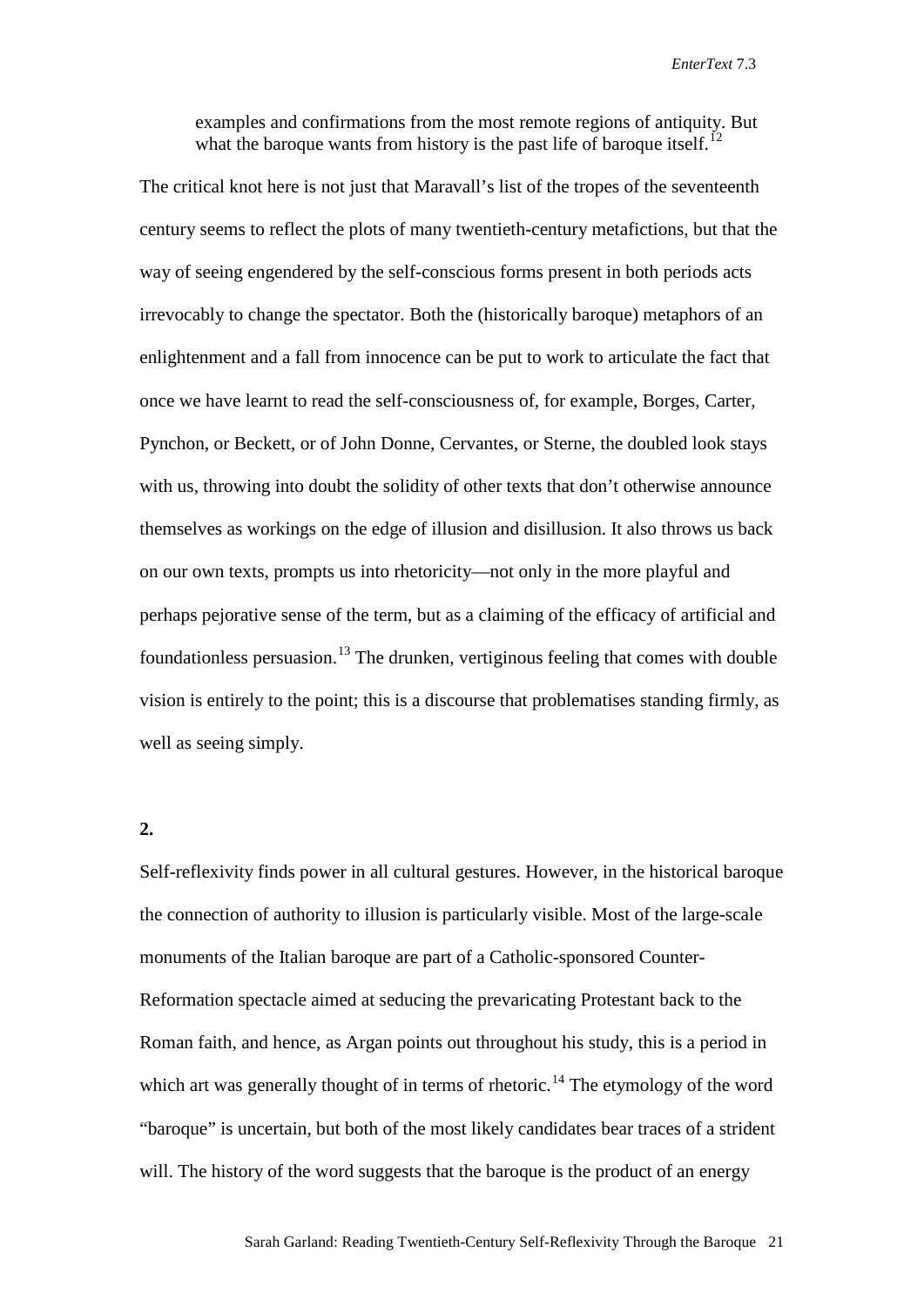> examples and confirmations from the most remote regions of antiquity. But what the baroque wants from history is the past life of baroque itself.[12]

The critical knot here is not just that Maravall's list of the tropes of the seventeenth century seems to reflect the plots of many twentieth-century metafictions, but that the way of seeing engendered by the self-conscious forms present in both periods acts irrevocably to change the spectator. Both the (historically baroque) metaphors of an enlightenment and a fall from innocence can be put to work to articulate the fact that once we have learnt to read the self-consciousness of, for example, Borges, Carter, Pynchon, or Beckett, or of John Donne, Cervantes, or Sterne, the doubled look stays with us, throwing into doubt the solidity of other texts that don't otherwise announce themselves as workings on the edge of illusion and disillusion. It also throws us back on our own texts, prompts us into rhetoricity—not only in the more playful and perhaps pejorative sense of the term, but as a claiming of the efficacy of artificial and foundationless persuasion.[13] The drunken, vertiginous feeling that comes with double vision is entirely to the point; this is a discourse that problematises standing firmly, as well as seeing simply.

**2.**

Self-reflexivity finds power in all cultural gestures. However, in the historical baroque the connection of authority to illusion is particularly visible. Most of the large-scale monuments of the Italian baroque are part of a Catholic-sponsored Counter-Reformation spectacle aimed at seducing the prevaricating Protestant back to the Roman faith, and hence, as Argan points out throughout his study, this is a period in which art was generally thought of in terms of rhetoric.[14] The etymology of the word "baroque" is uncertain, but both of the most likely candidates bear traces of a strident will. The history of the word suggests that the baroque is the product of an energy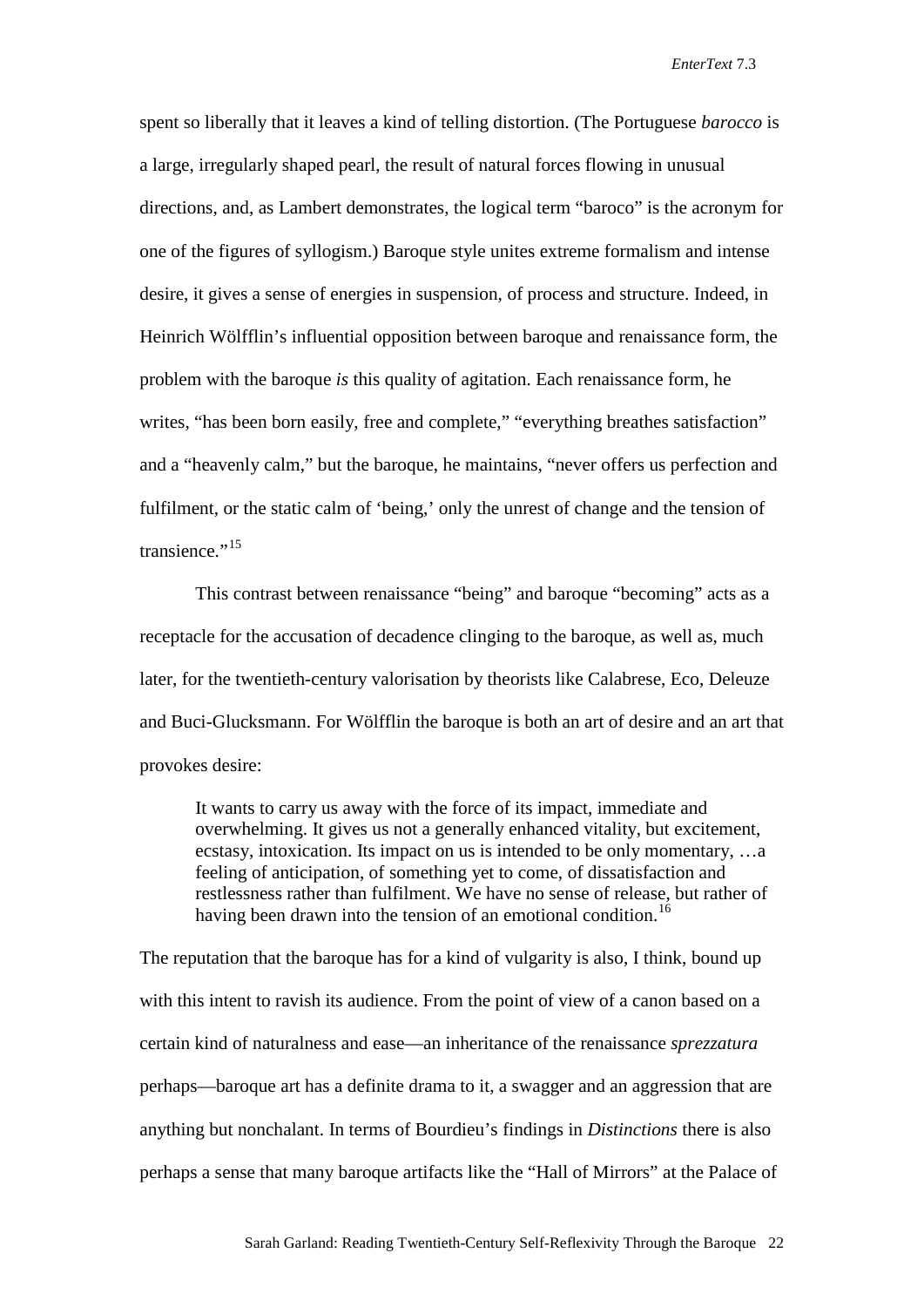spent so liberally that it leaves a kind of telling distortion. (The Portuguese *barocco* is a large, irregularly shaped pearl, the result of natural forces flowing in unusual directions, and, as Lambert demonstrates, the logical term "baroco" is the acronym for one of the figures of syllogism.) Baroque style unites extreme formalism and intense desire, it gives a sense of energies in suspension, of process and structure. Indeed, in Heinrich Wölfflin's influential opposition between baroque and renaissance form, the problem with the baroque *is* this quality of agitation. Each renaissance form, he writes, "has been born easily, free and complete," "everything breathes satisfaction" and a "heavenly calm," but the baroque, he maintains, "never offers us perfection and fulfilment, or the static calm of 'being,' only the unrest of change and the tension of transience."[15]

This contrast between renaissance "being" and baroque "becoming" acts as a receptacle for the accusation of decadence clinging to the baroque, as well as, much later, for the twentieth-century valorisation by theorists like Calabrese, Eco, Deleuze and Buci-Glucksmann. For Wölfflin the baroque is both an art of desire and an art that provokes desire:

> It wants to carry us away with the force of its impact, immediate and overwhelming. It gives us not a generally enhanced vitality, but excitement, ecstasy, intoxication. Its impact on us is intended to be only momentary, …a feeling of anticipation, of something yet to come, of dissatisfaction and restlessness rather than fulfilment. We have no sense of release, but rather of having been drawn into the tension of an emotional condition.[16]

The reputation that the baroque has for a kind of vulgarity is also, I think, bound up with this intent to ravish its audience. From the point of view of a canon based on a certain kind of naturalness and ease—an inheritance of the renaissance *sprezzatura* perhaps—baroque art has a definite drama to it, a swagger and an aggression that are anything but nonchalant. In terms of Bourdieu's findings in *Distinctions* there is also perhaps a sense that many baroque artifacts like the "Hall of Mirrors" at the Palace of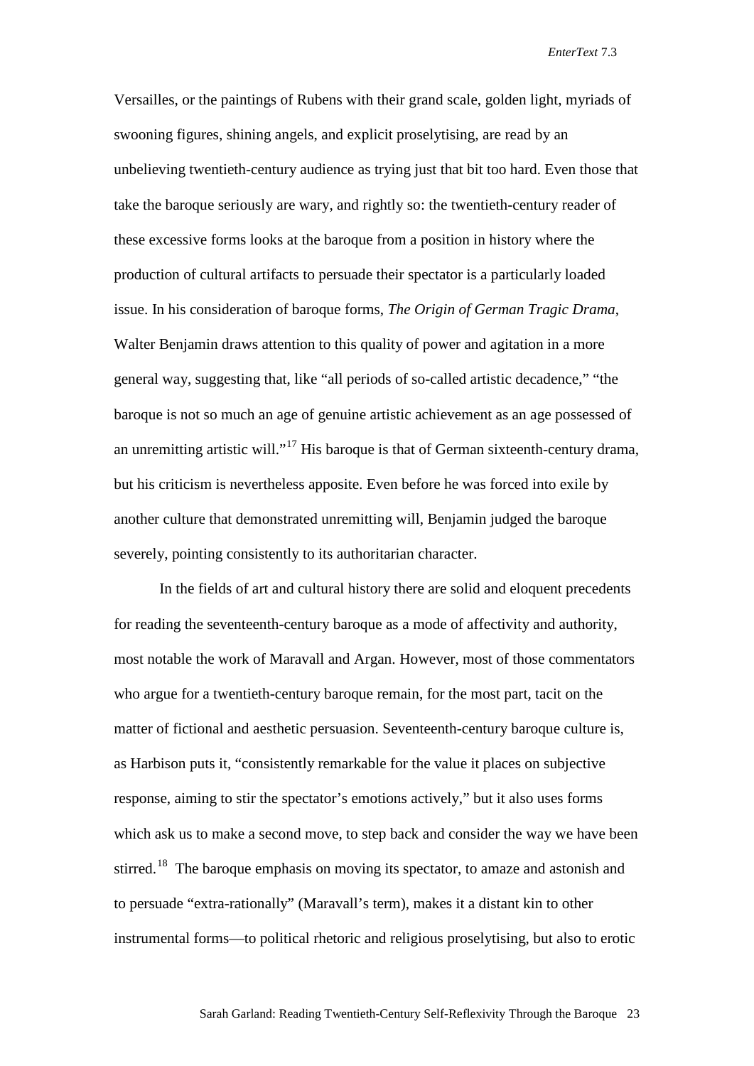Versailles, or the paintings of Rubens with their grand scale, golden light, myriads of swooning figures, shining angels, and explicit proselytising, are read by an unbelieving twentieth-century audience as trying just that bit too hard. Even those that take the baroque seriously are wary, and rightly so: the twentieth-century reader of these excessive forms looks at the baroque from a position in history where the production of cultural artifacts to persuade their spectator is a particularly loaded issue. In his consideration of baroque forms, *The Origin of German Tragic Drama*, Walter Benjamin draws attention to this quality of power and agitation in a more general way, suggesting that, like "all periods of so-called artistic decadence," "the baroque is not so much an age of genuine artistic achievement as an age possessed of an unremitting artistic will."[17] His baroque is that of German sixteenth-century drama, but his criticism is nevertheless apposite. Even before he was forced into exile by another culture that demonstrated unremitting will, Benjamin judged the baroque severely, pointing consistently to its authoritarian character.

In the fields of art and cultural history there are solid and eloquent precedents for reading the seventeenth-century baroque as a mode of affectivity and authority, most notable the work of Maravall and Argan. However, most of those commentators who argue for a twentieth-century baroque remain, for the most part, tacit on the matter of fictional and aesthetic persuasion. Seventeenth-century baroque culture is, as Harbison puts it, "consistently remarkable for the value it places on subjective response, aiming to stir the spectator's emotions actively," but it also uses forms which ask us to make a second move, to step back and consider the way we have been stirred.[18] The baroque emphasis on moving its spectator, to amaze and astonish and to persuade "extra-rationally" (Maravall's term), makes it a distant kin to other instrumental forms—to political rhetoric and religious proselytising, but also to erotic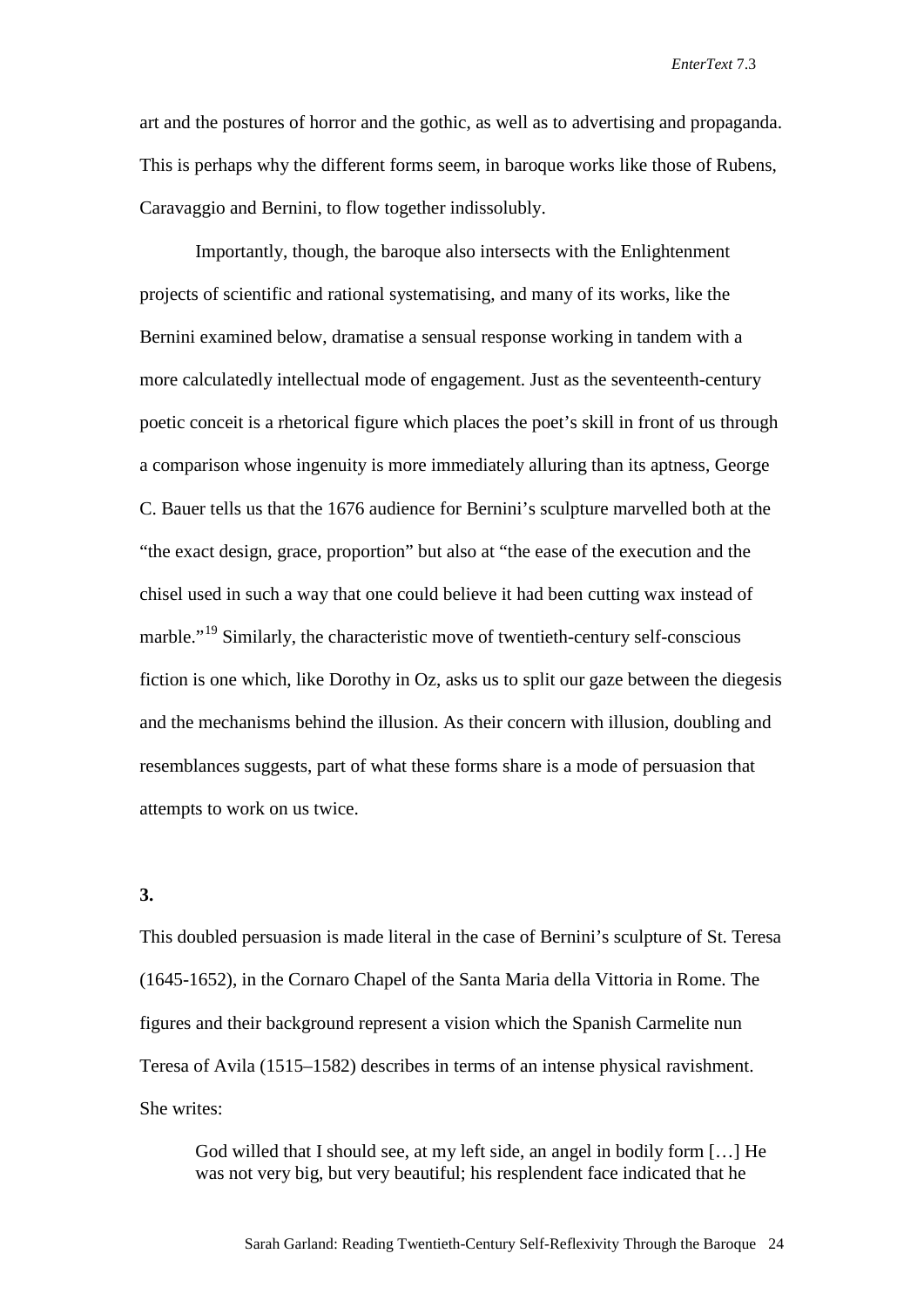art and the postures of horror and the gothic, as well as to advertising and propaganda. This is perhaps why the different forms seem, in baroque works like those of Rubens, Caravaggio and Bernini, to flow together indissolubly.

Importantly, though, the baroque also intersects with the Enlightenment projects of scientific and rational systematising, and many of its works, like the Bernini examined below, dramatise a sensual response working in tandem with a more calculatedly intellectual mode of engagement. Just as the seventeenth-century poetic conceit is a rhetorical figure which places the poet's skill in front of us through a comparison whose ingenuity is more immediately alluring than its aptness, George C. Bauer tells us that the 1676 audience for Bernini's sculpture marvelled both at the "the exact design, grace, proportion" but also at "the ease of the execution and the chisel used in such a way that one could believe it had been cutting wax instead of marble."[19] Similarly, the characteristic move of twentieth-century self-conscious fiction is one which, like Dorothy in Oz, asks us to split our gaze between the diegesis and the mechanisms behind the illusion. As their concern with illusion, doubling and resemblances suggests, part of what these forms share is a mode of persuasion that attempts to work on us twice.

**3.**

This doubled persuasion is made literal in the case of Bernini's sculpture of St. Teresa (1645-1652), in the Cornaro Chapel of the Santa Maria della Vittoria in Rome. The figures and their background represent a vision which the Spanish Carmelite nun Teresa of Avila (1515–1582) describes in terms of an intense physical ravishment. She writes:

> God willed that I should see, at my left side, an angel in bodily form […] He was not very big, but very beautiful; his resplendent face indicated that he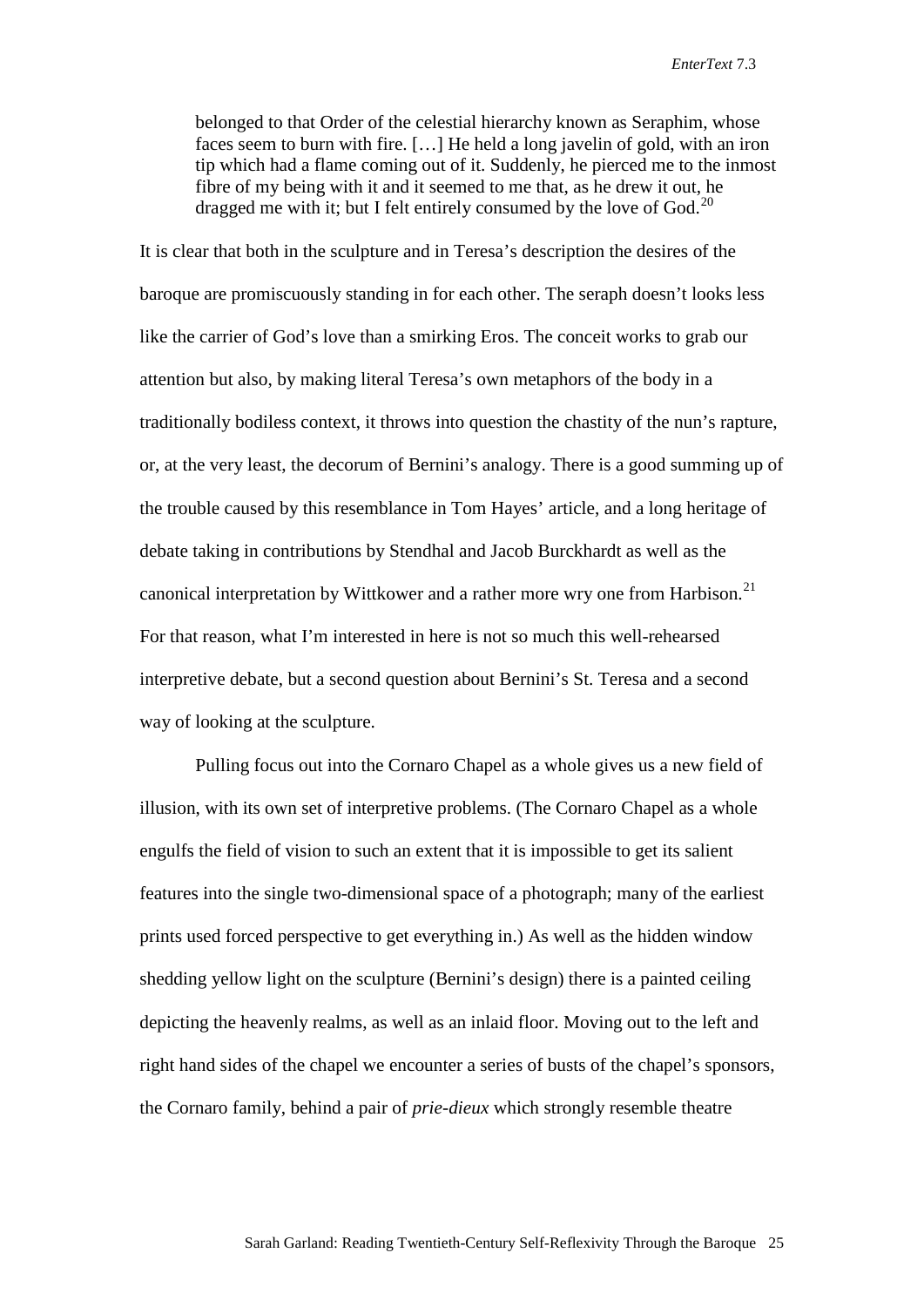> belonged to that Order of the celestial hierarchy known as Seraphim, whose faces seem to burn with fire. […] He held a long javelin of gold, with an iron tip which had a flame coming out of it. Suddenly, he pierced me to the inmost fibre of my being with it and it seemed to me that, as he drew it out, he dragged me with it; but I felt entirely consumed by the love of God.[20]

It is clear that both in the sculpture and in Teresa's description the desires of the baroque are promiscuously standing in for each other. The seraph doesn't looks less like the carrier of God's love than a smirking Eros. The conceit works to grab our attention but also, by making literal Teresa's own metaphors of the body in a traditionally bodiless context, it throws into question the chastity of the nun's rapture, or, at the very least, the decorum of Bernini's analogy. There is a good summing up of the trouble caused by this resemblance in Tom Hayes' article, and a long heritage of debate taking in contributions by Stendhal and Jacob Burckhardt as well as the canonical interpretation by Wittkower and a rather more wry one from Harbison.[21] For that reason, what I'm interested in here is not so much this well-rehearsed interpretive debate, but a second question about Bernini's St. Teresa and a second way of looking at the sculpture.

Pulling focus out into the Cornaro Chapel as a whole gives us a new field of illusion, with its own set of interpretive problems. (The Cornaro Chapel as a whole engulfs the field of vision to such an extent that it is impossible to get its salient features into the single two-dimensional space of a photograph; many of the earliest prints used forced perspective to get everything in.) As well as the hidden window shedding yellow light on the sculpture (Bernini's design) there is a painted ceiling depicting the heavenly realms, as well as an inlaid floor. Moving out to the left and right hand sides of the chapel we encounter a series of busts of the chapel's sponsors, the Cornaro family, behind a pair of *prie-dieux* which strongly resemble theatre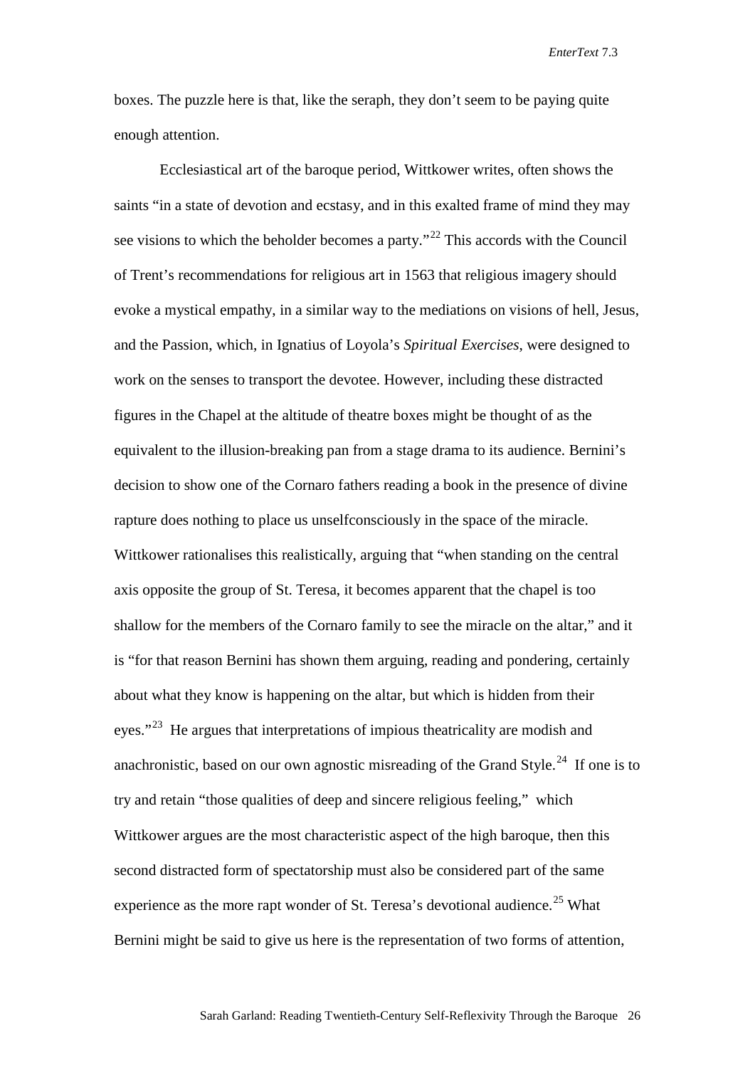boxes. The puzzle here is that, like the seraph, they don't seem to be paying quite enough attention.

Ecclesiastical art of the baroque period, Wittkower writes, often shows the saints "in a state of devotion and ecstasy, and in this exalted frame of mind they may see visions to which the beholder becomes a party."[22] This accords with the Council of Trent's recommendations for religious art in 1563 that religious imagery should evoke a mystical empathy, in a similar way to the mediations on visions of hell, Jesus, and the Passion, which, in Ignatius of Loyola's *Spiritual Exercises*, were designed to work on the senses to transport the devotee. However, including these distracted figures in the Chapel at the altitude of theatre boxes might be thought of as the equivalent to the illusion-breaking pan from a stage drama to its audience. Bernini's decision to show one of the Cornaro fathers reading a book in the presence of divine rapture does nothing to place us unselfconsciously in the space of the miracle. Wittkower rationalises this realistically, arguing that "when standing on the central axis opposite the group of St. Teresa, it becomes apparent that the chapel is too shallow for the members of the Cornaro family to see the miracle on the altar," and it is "for that reason Bernini has shown them arguing, reading and pondering, certainly about what they know is happening on the altar, but which is hidden from their eyes."[23] He argues that interpretations of impious theatricality are modish and anachronistic, based on our own agnostic misreading of the Grand Style.[24] If one is to try and retain "those qualities of deep and sincere religious feeling," which Wittkower argues are the most characteristic aspect of the high baroque, then this second distracted form of spectatorship must also be considered part of the same experience as the more rapt wonder of St. Teresa's devotional audience.[25] What Bernini might be said to give us here is the representation of two forms of attention,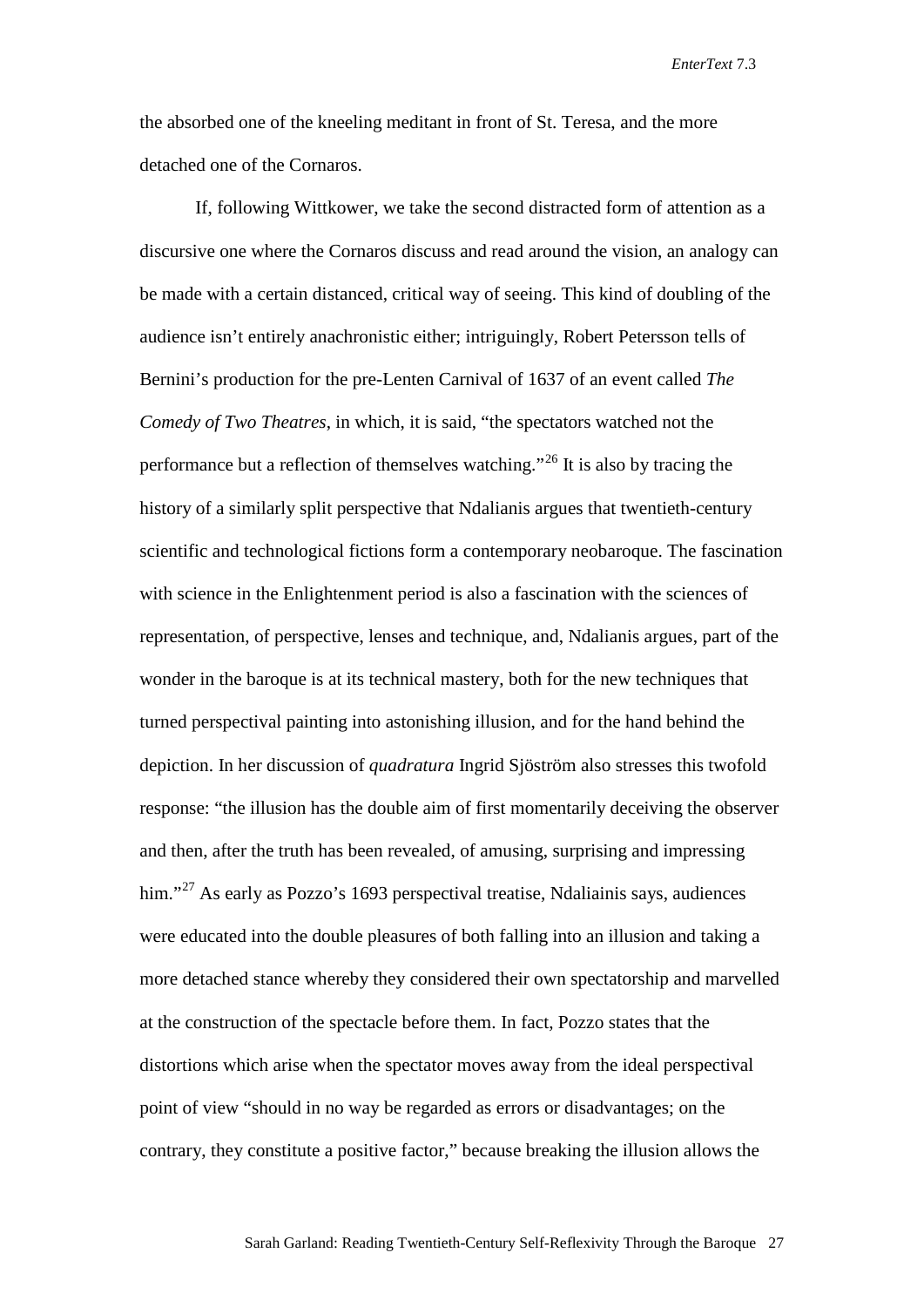the absorbed one of the kneeling meditant in front of St. Teresa, and the more detached one of the Cornaros.

If, following Wittkower, we take the second distracted form of attention as a discursive one where the Cornaros discuss and read around the vision, an analogy can be made with a certain distanced, critical way of seeing. This kind of doubling of the audience isn't entirely anachronistic either; intriguingly, Robert Petersson tells of Bernini's production for the pre-Lenten Carnival of 1637 of an event called *The Comedy of Two Theatres*, in which, it is said, "the spectators watched not the performance but a reflection of themselves watching."[26] It is also by tracing the history of a similarly split perspective that Ndalianis argues that twentieth-century scientific and technological fictions form a contemporary neobaroque. The fascination with science in the Enlightenment period is also a fascination with the sciences of representation, of perspective, lenses and technique, and, Ndalianis argues, part of the wonder in the baroque is at its technical mastery, both for the new techniques that turned perspectival painting into astonishing illusion, and for the hand behind the depiction. In her discussion of *quadratura* Ingrid Sjöström also stresses this twofold response: "the illusion has the double aim of first momentarily deceiving the observer and then, after the truth has been revealed, of amusing, surprising and impressing him."[27] As early as Pozzo's 1693 perspectival treatise, Ndaliainis says, audiences were educated into the double pleasures of both falling into an illusion and taking a more detached stance whereby they considered their own spectatorship and marvelled at the construction of the spectacle before them. In fact, Pozzo states that the distortions which arise when the spectator moves away from the ideal perspectival point of view "should in no way be regarded as errors or disadvantages; on the contrary, they constitute a positive factor," because breaking the illusion allows the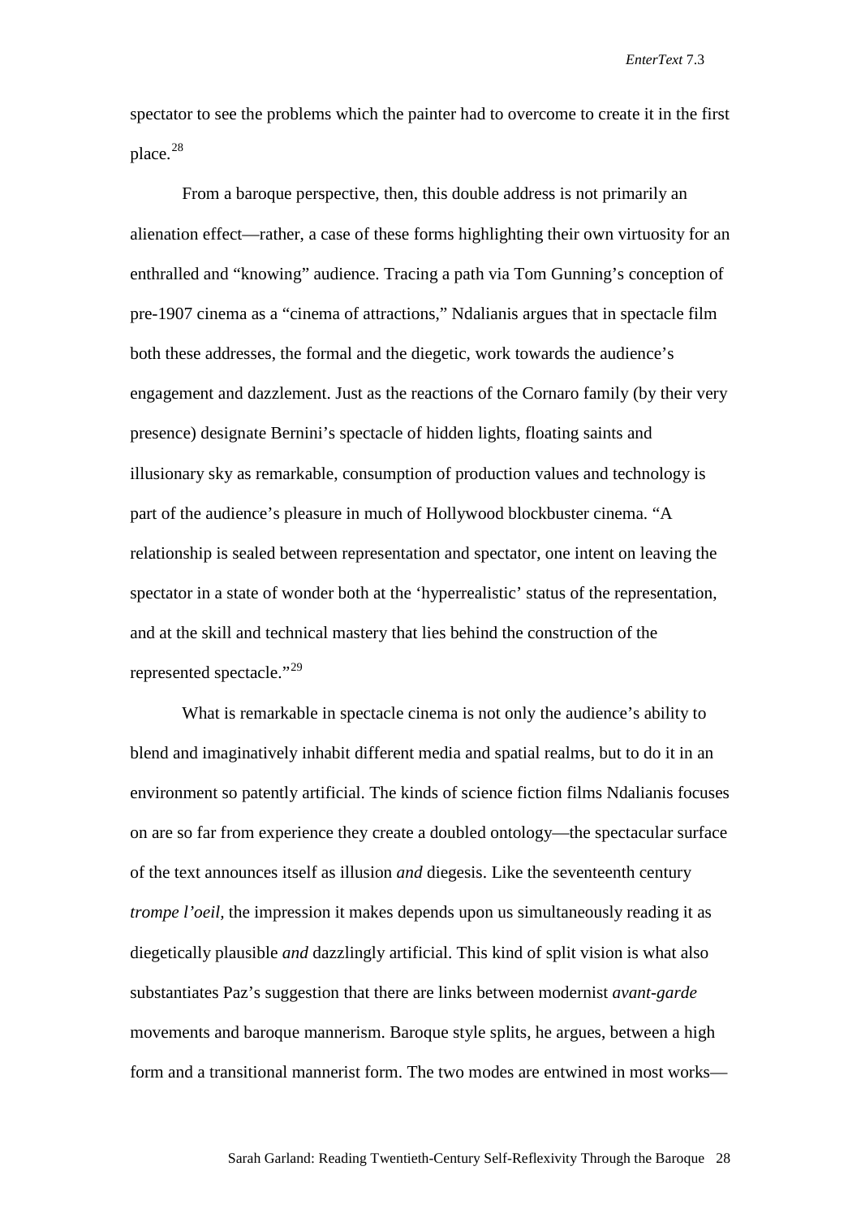spectator to see the problems which the painter had to overcome to create it in the first place.[28]

From a baroque perspective, then, this double address is not primarily an alienation effect—rather, a case of these forms highlighting their own virtuosity for an enthralled and "knowing" audience. Tracing a path via Tom Gunning's conception of pre-1907 cinema as a "cinema of attractions," Ndalianis argues that in spectacle film both these addresses, the formal and the diegetic, work towards the audience's engagement and dazzlement. Just as the reactions of the Cornaro family (by their very presence) designate Bernini's spectacle of hidden lights, floating saints and illusionary sky as remarkable, consumption of production values and technology is part of the audience's pleasure in much of Hollywood blockbuster cinema. "A relationship is sealed between representation and spectator, one intent on leaving the spectator in a state of wonder both at the 'hyperrealistic' status of the representation, and at the skill and technical mastery that lies behind the construction of the represented spectacle."[29]

What is remarkable in spectacle cinema is not only the audience's ability to blend and imaginatively inhabit different media and spatial realms, but to do it in an environment so patently artificial. The kinds of science fiction films Ndalianis focuses on are so far from experience they create a doubled ontology—the spectacular surface of the text announces itself as illusion *and* diegesis. Like the seventeenth century *trompe l'oeil,* the impression it makes depends upon us simultaneously reading it as diegetically plausible *and* dazzlingly artificial. This kind of split vision is what also substantiates Paz's suggestion that there are links between modernist *avant-garde* movements and baroque mannerism. Baroque style splits, he argues, between a high form and a transitional mannerist form. The two modes are entwined in most works—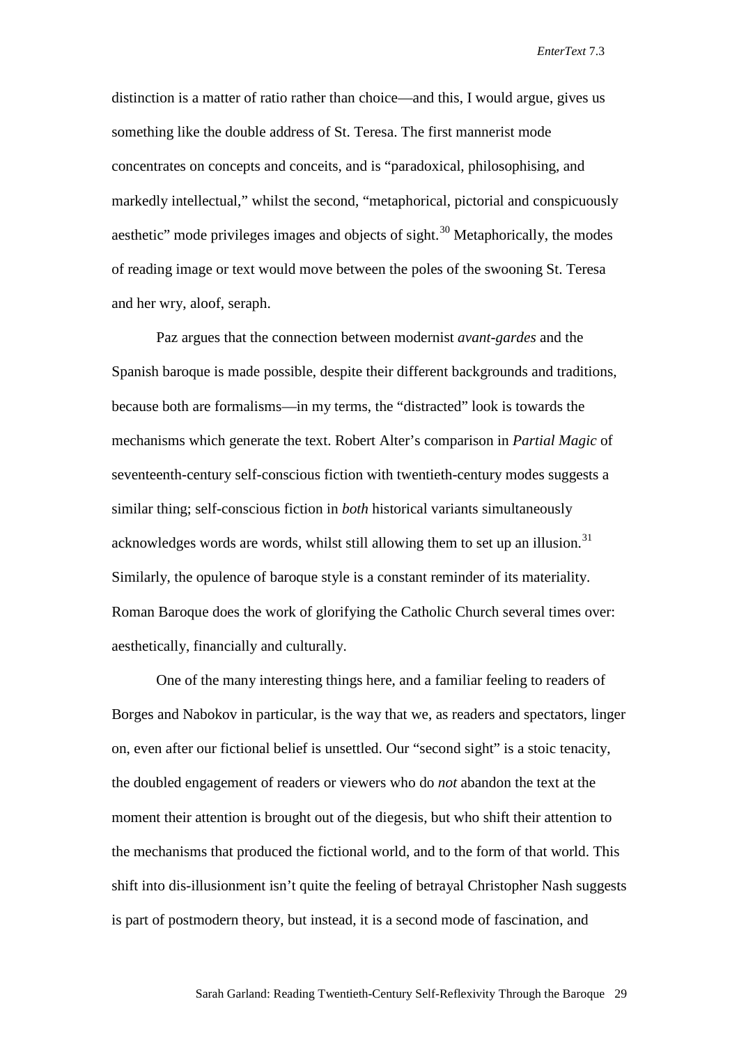distinction is a matter of ratio rather than choice—and this, I would argue, gives us something like the double address of St. Teresa. The first mannerist mode concentrates on concepts and conceits, and is "paradoxical, philosophising, and markedly intellectual," whilst the second, "metaphorical, pictorial and conspicuously aesthetic" mode privileges images and objects of sight.[30] Metaphorically, the modes of reading image or text would move between the poles of the swooning St. Teresa and her wry, aloof, seraph.

Paz argues that the connection between modernist *avant-gardes* and the Spanish baroque is made possible, despite their different backgrounds and traditions, because both are formalisms—in my terms, the "distracted" look is towards the mechanisms which generate the text. Robert Alter's comparison in *Partial Magic* of seventeenth-century self-conscious fiction with twentieth-century modes suggests a similar thing; self-conscious fiction in *both* historical variants simultaneously acknowledges words are words, whilst still allowing them to set up an illusion.[31] Similarly, the opulence of baroque style is a constant reminder of its materiality. Roman Baroque does the work of glorifying the Catholic Church several times over: aesthetically, financially and culturally.

One of the many interesting things here, and a familiar feeling to readers of Borges and Nabokov in particular, is the way that we, as readers and spectators, linger on, even after our fictional belief is unsettled. Our "second sight" is a stoic tenacity, the doubled engagement of readers or viewers who do *not* abandon the text at the moment their attention is brought out of the diegesis, but who shift their attention to the mechanisms that produced the fictional world, and to the form of that world. This shift into dis-illusionment isn't quite the feeling of betrayal Christopher Nash suggests is part of postmodern theory, but instead, it is a second mode of fascination, and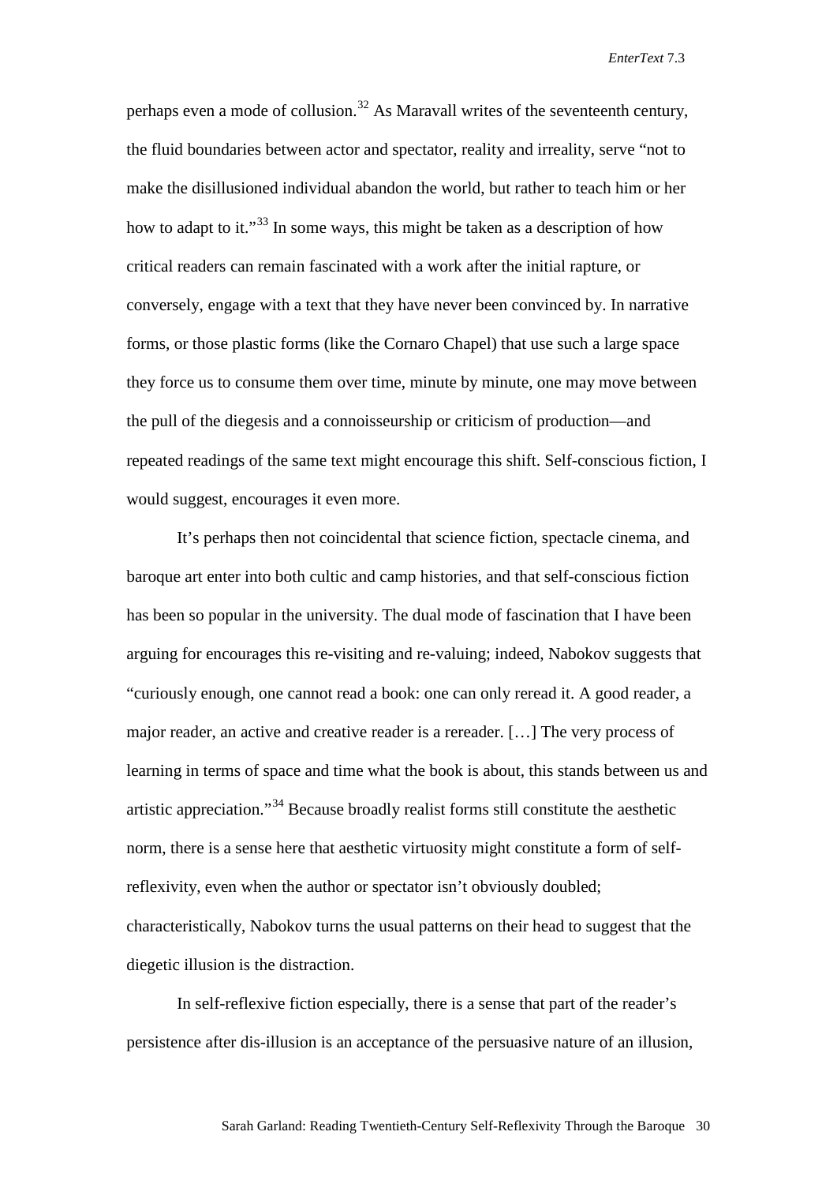perhaps even a mode of collusion.[32] As Maravall writes of the seventeenth century, the fluid boundaries between actor and spectator, reality and irreality, serve "not to make the disillusioned individual abandon the world, but rather to teach him or her how to adapt to it."[33] In some ways, this might be taken as a description of how critical readers can remain fascinated with a work after the initial rapture, or conversely, engage with a text that they have never been convinced by. In narrative forms, or those plastic forms (like the Cornaro Chapel) that use such a large space they force us to consume them over time, minute by minute, one may move between the pull of the diegesis and a connoisseurship or criticism of production—and repeated readings of the same text might encourage this shift. Self-conscious fiction, I would suggest, encourages it even more.

It's perhaps then not coincidental that science fiction, spectacle cinema, and baroque art enter into both cultic and camp histories, and that self-conscious fiction has been so popular in the university. The dual mode of fascination that I have been arguing for encourages this re-visiting and re-valuing; indeed, Nabokov suggests that "curiously enough, one cannot read a book: one can only reread it. A good reader, a major reader, an active and creative reader is a rereader. […] The very process of learning in terms of space and time what the book is about, this stands between us and artistic appreciation."[34] Because broadly realist forms still constitute the aesthetic norm, there is a sense here that aesthetic virtuosity might constitute a form of self-reflexivity, even when the author or spectator isn't obviously doubled; characteristically, Nabokov turns the usual patterns on their head to suggest that the diegetic illusion is the distraction.

In self-reflexive fiction especially, there is a sense that part of the reader's persistence after dis-illusion is an acceptance of the persuasive nature of an illusion,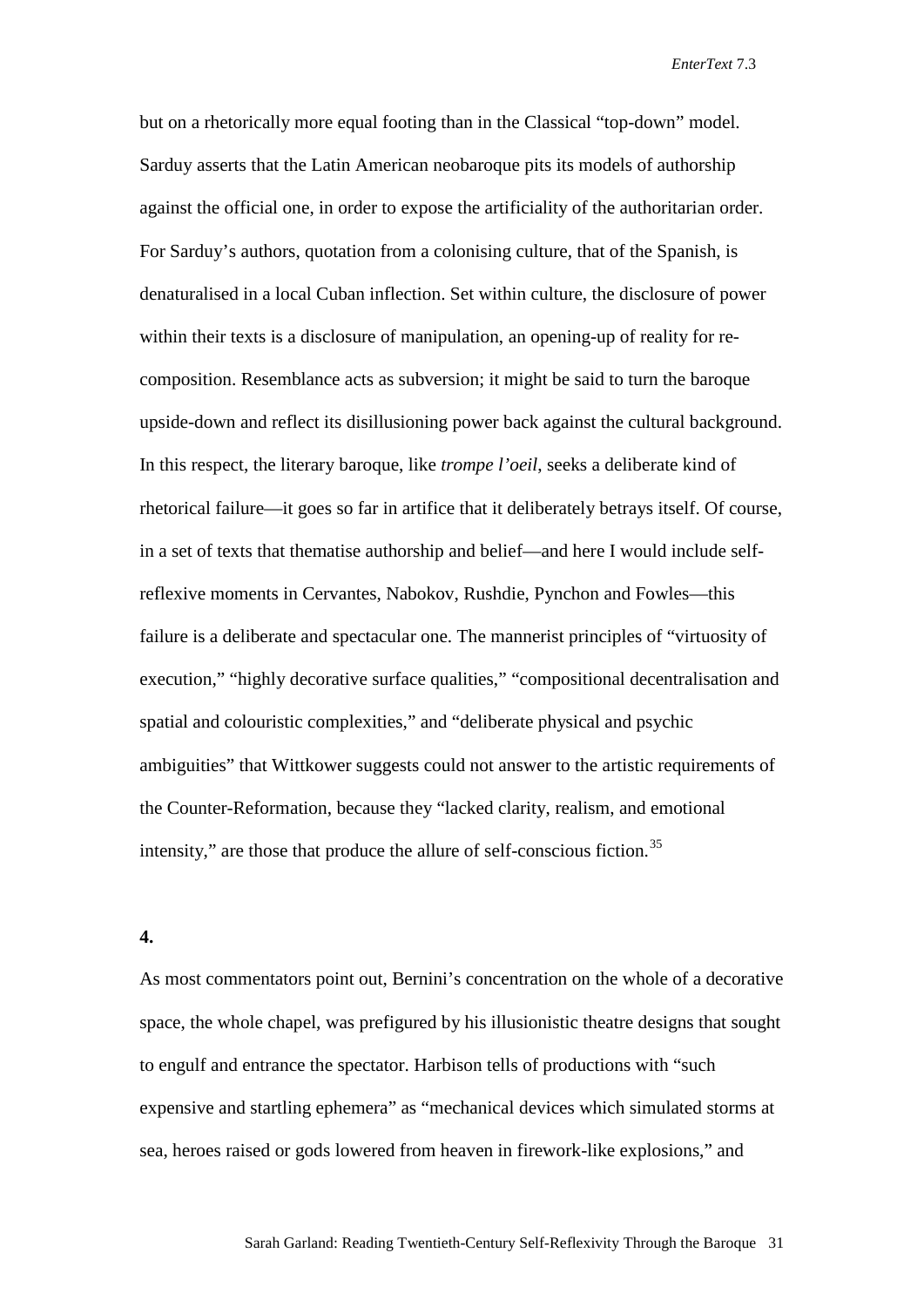but on a rhetorically more equal footing than in the Classical "top-down" model. Sarduy asserts that the Latin American neobaroque pits its models of authorship against the official one, in order to expose the artificiality of the authoritarian order. For Sarduy's authors, quotation from a colonising culture, that of the Spanish, is denaturalised in a local Cuban inflection. Set within culture, the disclosure of power within their texts is a disclosure of manipulation, an opening-up of reality for re-composition. Resemblance acts as subversion; it might be said to turn the baroque upside-down and reflect its disillusioning power back against the cultural background. In this respect, the literary baroque, like *trompe l'oeil*, seeks a deliberate kind of rhetorical failure—it goes so far in artifice that it deliberately betrays itself. Of course, in a set of texts that thematise authorship and belief—and here I would include self-reflexive moments in Cervantes, Nabokov, Rushdie, Pynchon and Fowles—this failure is a deliberate and spectacular one. The mannerist principles of "virtuosity of execution," "highly decorative surface qualities," "compositional decentralisation and spatial and colouristic complexities," and "deliberate physical and psychic ambiguities" that Wittkower suggests could not answer to the artistic requirements of the Counter-Reformation, because they "lacked clarity, realism, and emotional intensity," are those that produce the allure of self-conscious fiction.[35]

**4.**

As most commentators point out, Bernini's concentration on the whole of a decorative space, the whole chapel, was prefigured by his illusionistic theatre designs that sought to engulf and entrance the spectator. Harbison tells of productions with "such expensive and startling ephemera" as "mechanical devices which simulated storms at sea, heroes raised or gods lowered from heaven in firework-like explosions," and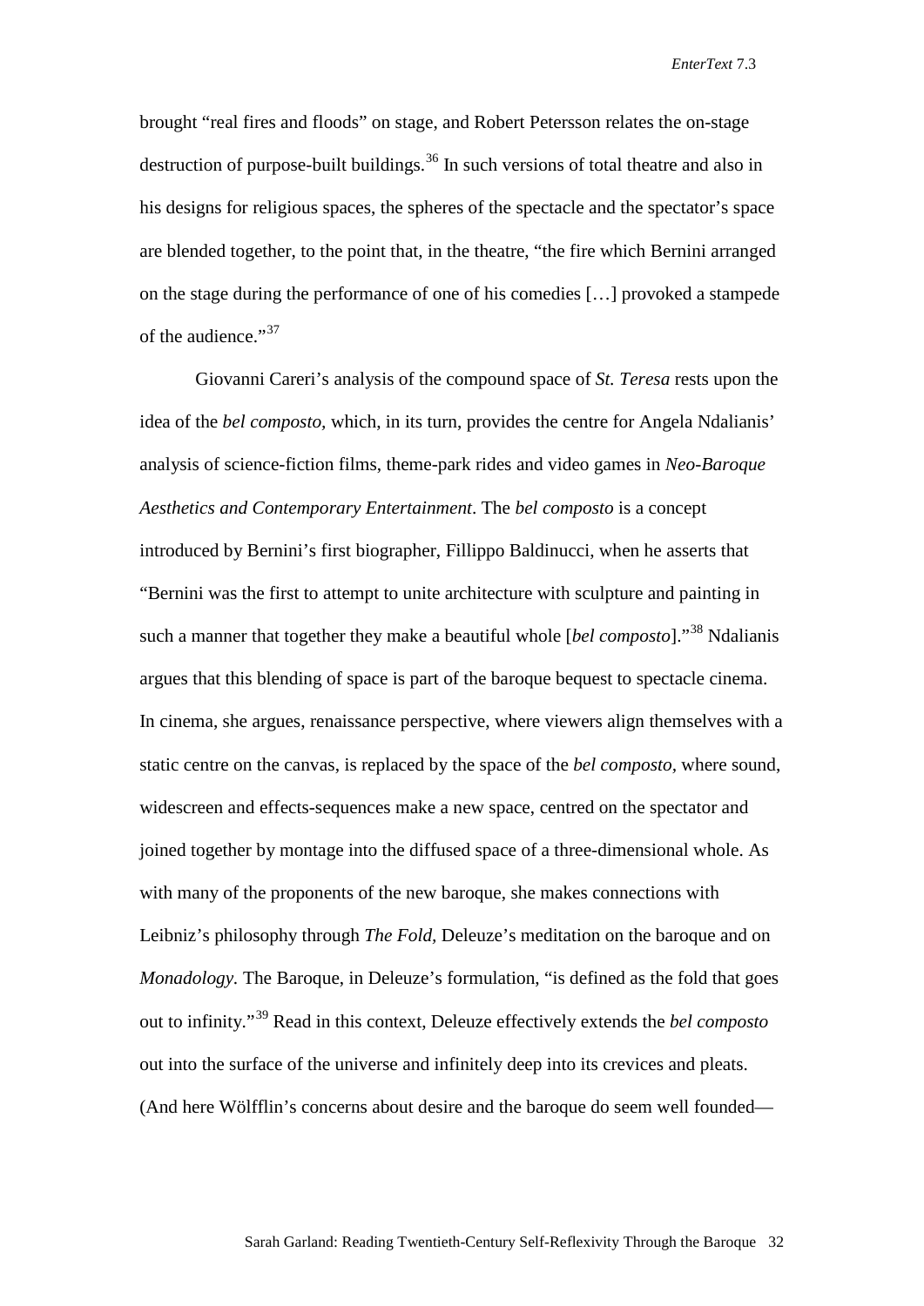brought “real fires and floods” on stage, and Robert Petersson relates the on-stage destruction of purpose-built buildings.[36] In such versions of total theatre and also in his designs for religious spaces, the spheres of the spectacle and the spectator’s space are blended together, to the point that, in the theatre, “the fire which Bernini arranged on the stage during the performance of one of his comedies […] provoked a stampede of the audience.”[37]

Giovanni Careri’s analysis of the compound space of *St. Teresa* rests upon the idea of the *bel composto,* which, in its turn, provides the centre for Angela Ndalianis’ analysis of science-fiction films, theme-park rides and video games in *Neo-Baroque Aesthetics and Contemporary Entertainment*. The *bel composto* is a concept introduced by Bernini’s first biographer, Fillippo Baldinucci, when he asserts that “Bernini was the first to attempt to unite architecture with sculpture and painting in such a manner that together they make a beautiful whole [*bel composto*].”[38] Ndalianis argues that this blending of space is part of the baroque bequest to spectacle cinema. In cinema, she argues, renaissance perspective, where viewers align themselves with a static centre on the canvas, is replaced by the space of the *bel composto,* where sound, widescreen and effects-sequences make a new space, centred on the spectator and joined together by montage into the diffused space of a three-dimensional whole. As with many of the proponents of the new baroque, she makes connections with Leibniz’s philosophy through *The Fold,* Deleuze’s meditation on the baroque and on *Monadology.* The Baroque, in Deleuze’s formulation, “is defined as the fold that goes out to infinity.”[39] Read in this context, Deleuze effectively extends the *bel composto* out into the surface of the universe and infinitely deep into its crevices and pleats. (And here Wölfflin’s concerns about desire and the baroque do seem well founded—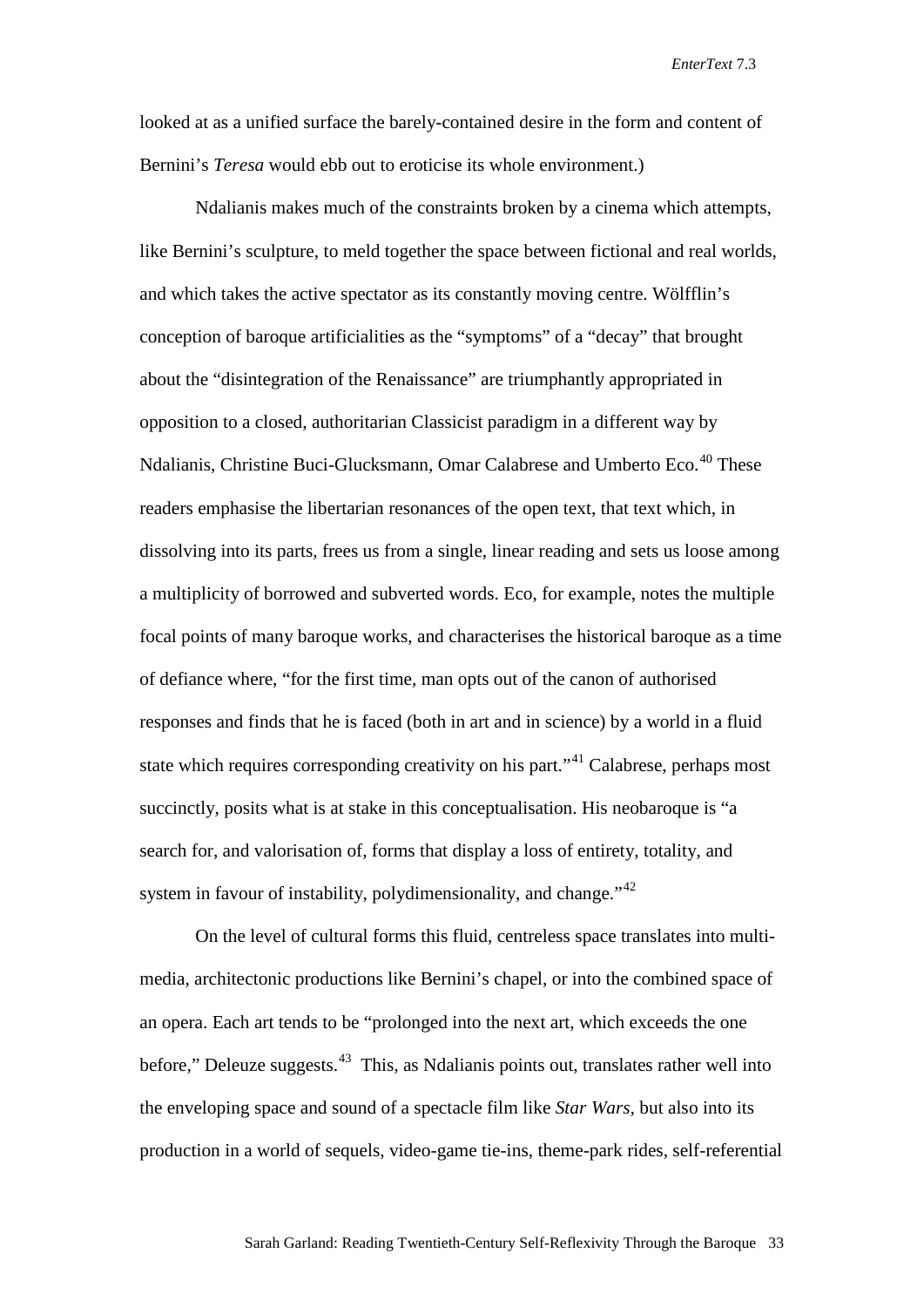looked at as a unified surface the barely-contained desire in the form and content of Bernini's *Teresa* would ebb out to eroticise its whole environment.)

Ndalianis makes much of the constraints broken by a cinema which attempts, like Bernini's sculpture, to meld together the space between fictional and real worlds, and which takes the active spectator as its constantly moving centre. Wölfflin's conception of baroque artificialities as the "symptoms" of a "decay" that brought about the "disintegration of the Renaissance" are triumphantly appropriated in opposition to a closed, authoritarian Classicist paradigm in a different way by Ndalianis, Christine Buci-Glucksmann, Omar Calabrese and Umberto Eco.[40] These readers emphasise the libertarian resonances of the open text, that text which, in dissolving into its parts, frees us from a single, linear reading and sets us loose among a multiplicity of borrowed and subverted words. Eco, for example, notes the multiple focal points of many baroque works, and characterises the historical baroque as a time of defiance where, "for the first time, man opts out of the canon of authorised responses and finds that he is faced (both in art and in science) by a world in a fluid state which requires corresponding creativity on his part."[41] Calabrese, perhaps most succinctly, posits what is at stake in this conceptualisation. His neobaroque is "a search for, and valorisation of, forms that display a loss of entirety, totality, and system in favour of instability, polydimensionality, and change."[42]

On the level of cultural forms this fluid, centreless space translates into multi-media, architectonic productions like Bernini's chapel, or into the combined space of an opera. Each art tends to be "prolonged into the next art, which exceeds the one before," Deleuze suggests.[43] This, as Ndalianis points out, translates rather well into the enveloping space and sound of a spectacle film like *Star Wars*, but also into its production in a world of sequels, video-game tie-ins, theme-park rides, self-referential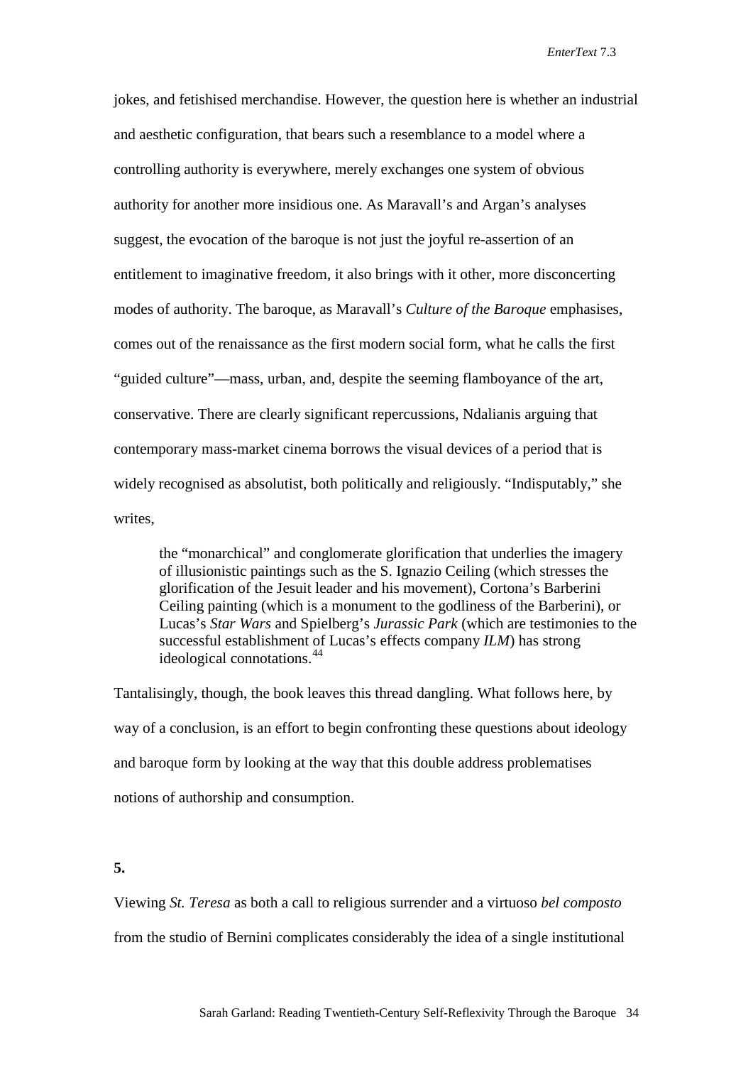jokes, and fetishised merchandise. However, the question here is whether an industrial and aesthetic configuration, that bears such a resemblance to a model where a controlling authority is everywhere, merely exchanges one system of obvious authority for another more insidious one. As Maravall's and Argan's analyses suggest, the evocation of the baroque is not just the joyful re-assertion of an entitlement to imaginative freedom, it also brings with it other, more disconcerting modes of authority. The baroque, as Maravall's *Culture of the Baroque* emphasises, comes out of the renaissance as the first modern social form, what he calls the first "guided culture"—mass, urban, and, despite the seeming flamboyance of the art, conservative. There are clearly significant repercussions, Ndalianis arguing that contemporary mass-market cinema borrows the visual devices of a period that is widely recognised as absolutist, both politically and religiously. "Indisputably," she writes,

> the "monarchical" and conglomerate glorification that underlies the imagery of illusionistic paintings such as the S. Ignazio Ceiling (which stresses the glorification of the Jesuit leader and his movement), Cortona's Barberini Ceiling painting (which is a monument to the godliness of the Barberini), or Lucas's *Star Wars* and Spielberg's *Jurassic Park* (which are testimonies to the successful establishment of Lucas's effects company *ILM*) has strong ideological connotations.[44]

Tantalisingly, though, the book leaves this thread dangling. What follows here, by way of a conclusion, is an effort to begin confronting these questions about ideology and baroque form by looking at the way that this double address problematises notions of authorship and consumption.

**5.**

Viewing *St. Teresa* as both a call to religious surrender and a virtuoso *bel composto* from the studio of Bernini complicates considerably the idea of a single institutional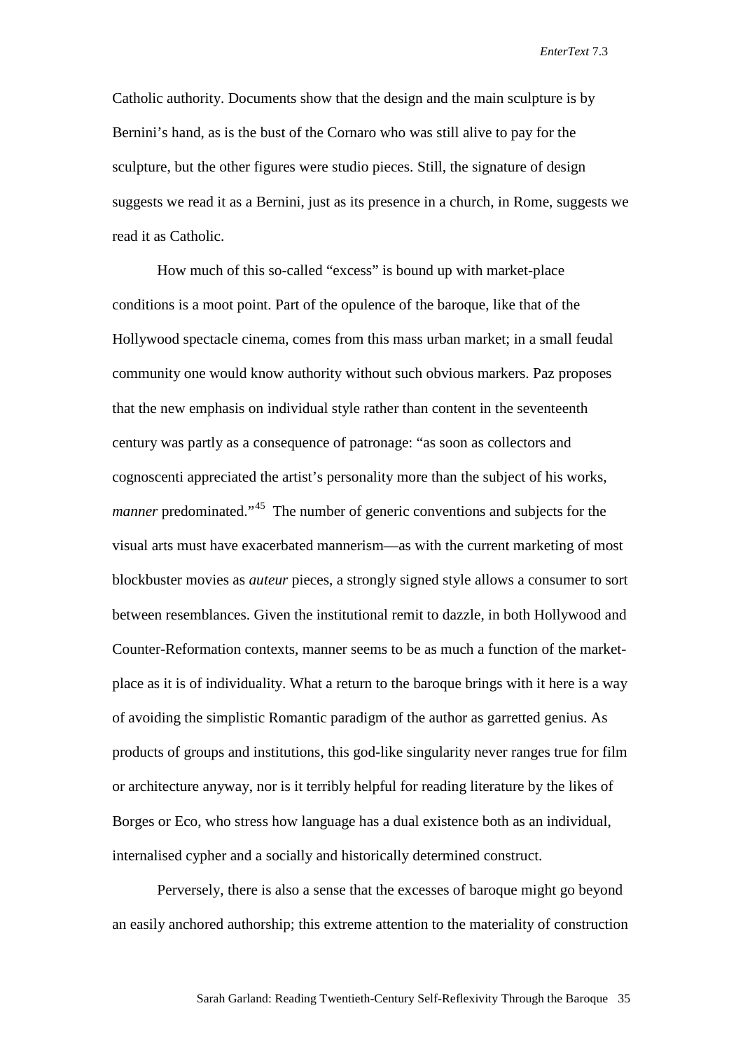Catholic authority. Documents show that the design and the main sculpture is by Bernini's hand, as is the bust of the Cornaro who was still alive to pay for the sculpture, but the other figures were studio pieces. Still, the signature of design suggests we read it as a Bernini, just as its presence in a church, in Rome, suggests we read it as Catholic.

How much of this so-called "excess" is bound up with market-place conditions is a moot point. Part of the opulence of the baroque, like that of the Hollywood spectacle cinema, comes from this mass urban market; in a small feudal community one would know authority without such obvious markers. Paz proposes that the new emphasis on individual style rather than content in the seventeenth century was partly as a consequence of patronage: "as soon as collectors and cognoscenti appreciated the artist's personality more than the subject of his works, *manner* predominated."[45] The number of generic conventions and subjects for the visual arts must have exacerbated mannerism—as with the current marketing of most blockbuster movies as *auteur* pieces, a strongly signed style allows a consumer to sort between resemblances. Given the institutional remit to dazzle, in both Hollywood and Counter-Reformation contexts, manner seems to be as much a function of the market-place as it is of individuality. What a return to the baroque brings with it here is a way of avoiding the simplistic Romantic paradigm of the author as garretted genius. As products of groups and institutions, this god-like singularity never ranges true for film or architecture anyway, nor is it terribly helpful for reading literature by the likes of Borges or Eco, who stress how language has a dual existence both as an individual, internalised cypher and a socially and historically determined construct.

Perversely, there is also a sense that the excesses of baroque might go beyond an easily anchored authorship; this extreme attention to the materiality of construction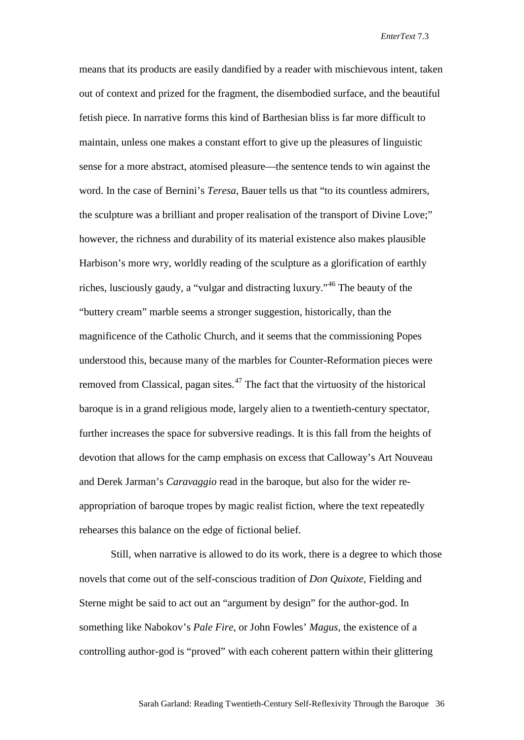means that its products are easily dandified by a reader with mischievous intent, taken out of context and prized for the fragment, the disembodied surface, and the beautiful fetish piece. In narrative forms this kind of Barthesian bliss is far more difficult to maintain, unless one makes a constant effort to give up the pleasures of linguistic sense for a more abstract, atomised pleasure—the sentence tends to win against the word. In the case of Bernini's *Teresa*, Bauer tells us that "to its countless admirers, the sculpture was a brilliant and proper realisation of the transport of Divine Love;" however, the richness and durability of its material existence also makes plausible Harbison's more wry, worldly reading of the sculpture as a glorification of earthly riches, lusciously gaudy, a "vulgar and distracting luxury."[46] The beauty of the "buttery cream" marble seems a stronger suggestion, historically, than the magnificence of the Catholic Church, and it seems that the commissioning Popes understood this, because many of the marbles for Counter-Reformation pieces were removed from Classical, pagan sites.[47] The fact that the virtuosity of the historical baroque is in a grand religious mode, largely alien to a twentieth-century spectator, further increases the space for subversive readings. It is this fall from the heights of devotion that allows for the camp emphasis on excess that Calloway's Art Nouveau and Derek Jarman's *Caravaggio* read in the baroque, but also for the wider re-appropriation of baroque tropes by magic realist fiction, where the text repeatedly rehearses this balance on the edge of fictional belief.

Still, when narrative is allowed to do its work, there is a degree to which those novels that come out of the self-conscious tradition of *Don Quixote*, Fielding and Sterne might be said to act out an "argument by design" for the author-god. In something like Nabokov's *Pale Fire*, or John Fowles' *Magus*, the existence of a controlling author-god is "proved" with each coherent pattern within their glittering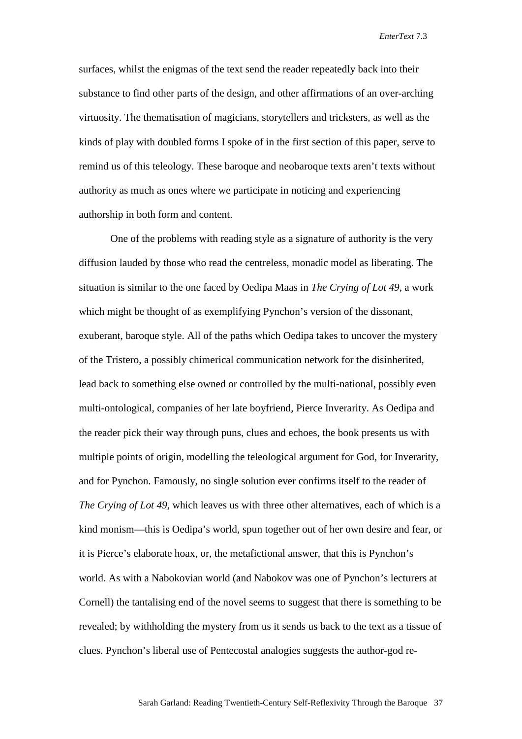surfaces, whilst the enigmas of the text send the reader repeatedly back into their substance to find other parts of the design, and other affirmations of an over-arching virtuosity. The thematisation of magicians, storytellers and tricksters, as well as the kinds of play with doubled forms I spoke of in the first section of this paper, serve to remind us of this teleology. These baroque and neobaroque texts aren't texts without authority as much as ones where we participate in noticing and experiencing authorship in both form and content.

One of the problems with reading style as a signature of authority is the very diffusion lauded by those who read the centreless, monadic model as liberating. The situation is similar to the one faced by Oedipa Maas in *The Crying of Lot 49*, a work which might be thought of as exemplifying Pynchon's version of the dissonant, exuberant, baroque style. All of the paths which Oedipa takes to uncover the mystery of the Tristero, a possibly chimerical communication network for the disinherited, lead back to something else owned or controlled by the multi-national, possibly even multi-ontological, companies of her late boyfriend, Pierce Inverarity. As Oedipa and the reader pick their way through puns, clues and echoes, the book presents us with multiple points of origin, modelling the teleological argument for God, for Inverarity, and for Pynchon. Famously, no single solution ever confirms itself to the reader of *The Crying of Lot 49*, which leaves us with three other alternatives, each of which is a kind monism—this is Oedipa's world, spun together out of her own desire and fear, or it is Pierce's elaborate hoax, or, the metafictional answer, that this is Pynchon's world. As with a Nabokovian world (and Nabokov was one of Pynchon's lecturers at Cornell) the tantalising end of the novel seems to suggest that there is something to be revealed; by withholding the mystery from us it sends us back to the text as a tissue of clues. Pynchon's liberal use of Pentecostal analogies suggests the author-god re-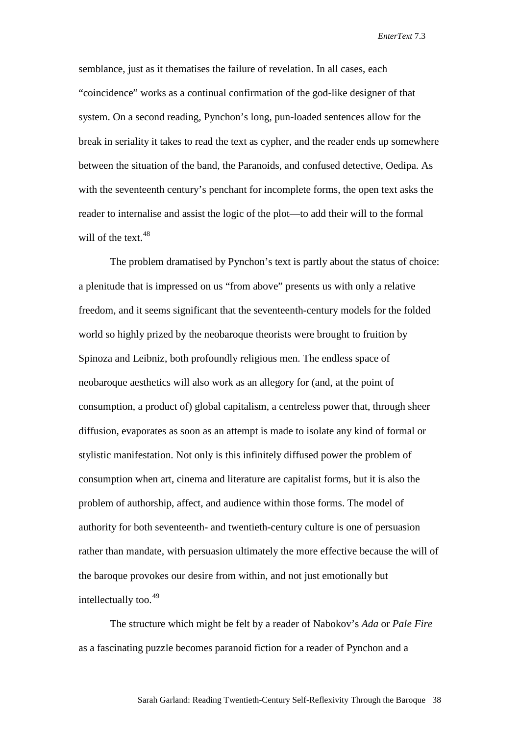semblance, just as it thematises the failure of revelation. In all cases, each "coincidence" works as a continual confirmation of the god-like designer of that system. On a second reading, Pynchon's long, pun-loaded sentences allow for the break in seriality it takes to read the text as cypher, and the reader ends up somewhere between the situation of the band, the Paranoids, and confused detective, Oedipa. As with the seventeenth century's penchant for incomplete forms, the open text asks the reader to internalise and assist the logic of the plot—to add their will to the formal will of the text.[48]

The problem dramatised by Pynchon's text is partly about the status of choice: a plenitude that is impressed on us "from above" presents us with only a relative freedom, and it seems significant that the seventeenth-century models for the folded world so highly prized by the neobaroque theorists were brought to fruition by Spinoza and Leibniz, both profoundly religious men. The endless space of neobaroque aesthetics will also work as an allegory for (and, at the point of consumption, a product of) global capitalism, a centreless power that, through sheer diffusion, evaporates as soon as an attempt is made to isolate any kind of formal or stylistic manifestation. Not only is this infinitely diffused power the problem of consumption when art, cinema and literature are capitalist forms, but it is also the problem of authorship, affect, and audience within those forms. The model of authority for both seventeenth- and twentieth-century culture is one of persuasion rather than mandate, with persuasion ultimately the more effective because the will of the baroque provokes our desire from within, and not just emotionally but intellectually too.[49]

The structure which might be felt by a reader of Nabokov's *Ada* or *Pale Fire* as a fascinating puzzle becomes paranoid fiction for a reader of Pynchon and a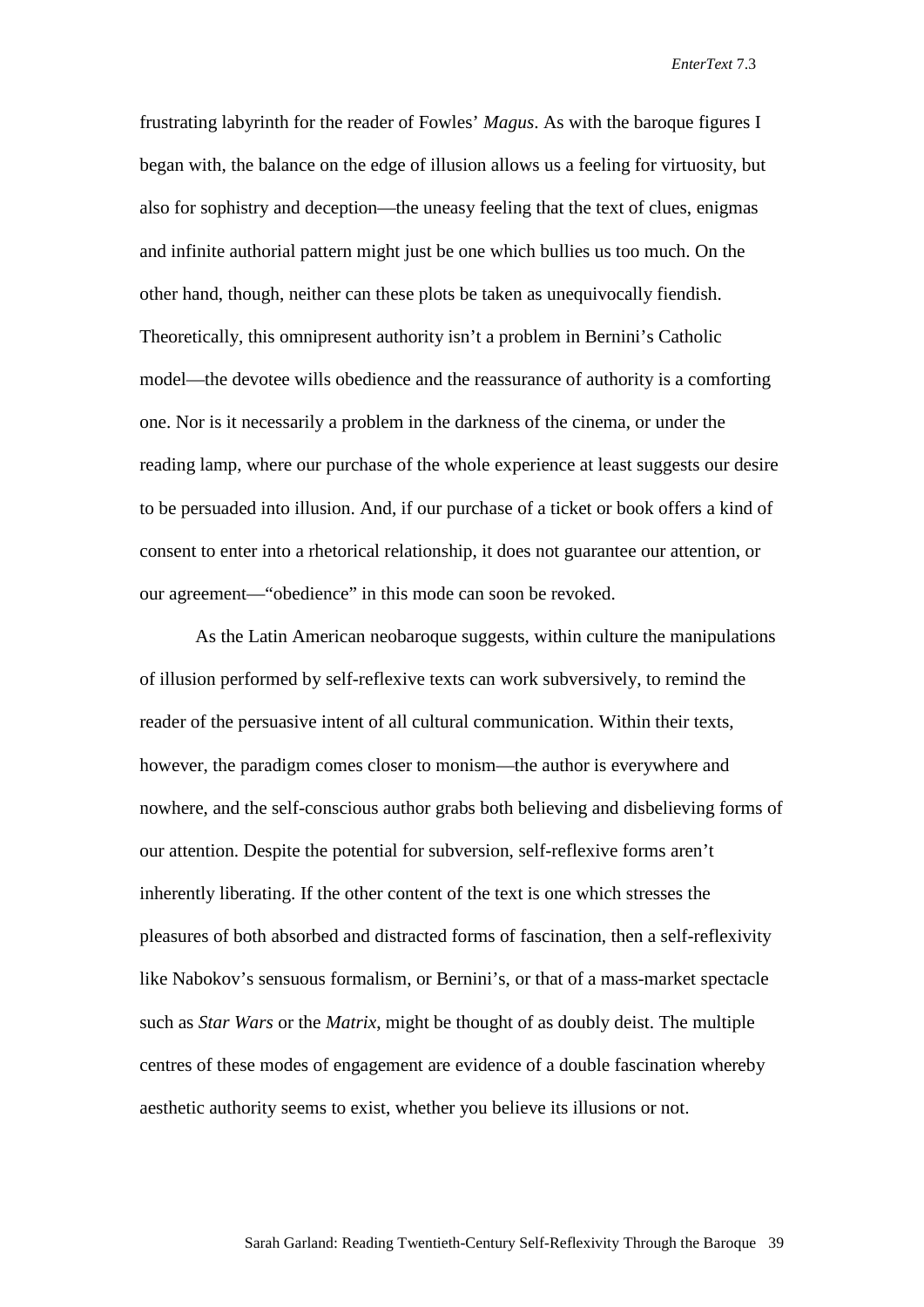frustrating labyrinth for the reader of Fowles' *Magus*. As with the baroque figures I began with, the balance on the edge of illusion allows us a feeling for virtuosity, but also for sophistry and deception—the uneasy feeling that the text of clues, enigmas and infinite authorial pattern might just be one which bullies us too much. On the other hand, though, neither can these plots be taken as unequivocally fiendish. Theoretically, this omnipresent authority isn't a problem in Bernini's Catholic model—the devotee wills obedience and the reassurance of authority is a comforting one. Nor is it necessarily a problem in the darkness of the cinema, or under the reading lamp, where our purchase of the whole experience at least suggests our desire to be persuaded into illusion. And, if our purchase of a ticket or book offers a kind of consent to enter into a rhetorical relationship, it does not guarantee our attention, or our agreement—"obedience" in this mode can soon be revoked.

As the Latin American neobaroque suggests, within culture the manipulations of illusion performed by self-reflexive texts can work subversively, to remind the reader of the persuasive intent of all cultural communication. Within their texts, however, the paradigm comes closer to monism—the author is everywhere and nowhere, and the self-conscious author grabs both believing and disbelieving forms of our attention. Despite the potential for subversion, self-reflexive forms aren't inherently liberating. If the other content of the text is one which stresses the pleasures of both absorbed and distracted forms of fascination, then a self-reflexivity like Nabokov's sensuous formalism, or Bernini's, or that of a mass-market spectacle such as *Star Wars* or the *Matrix*, might be thought of as doubly deist. The multiple centres of these modes of engagement are evidence of a double fascination whereby aesthetic authority seems to exist, whether you believe its illusions or not.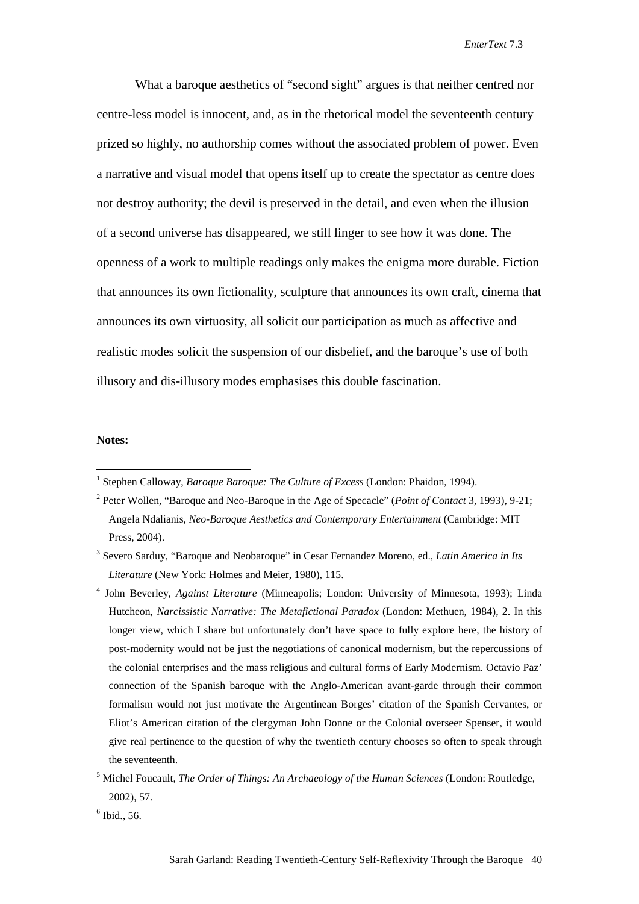What a baroque aesthetics of “second sight” argues is that neither centred nor centre-less model is innocent, and, as in the rhetorical model the seventeenth century prized so highly, no authorship comes without the associated problem of power. Even a narrative and visual model that opens itself up to create the spectator as centre does not destroy authority; the devil is preserved in the detail, and even when the illusion of a second universe has disappeared, we still linger to see how it was done. The openness of a work to multiple readings only makes the enigma more durable. Fiction that announces its own fictionality, sculpture that announces its own craft, cinema that announces its own virtuosity, all solicit our participation as much as affective and realistic modes solicit the suspension of our disbelief, and the baroque’s use of both illusory and dis-illusory modes emphasises this double fascination.

**Notes:**

[1] Stephen Calloway, *Baroque Baroque: The Culture of Excess* (London: Phaidon, 1994).

[2] Peter Wollen, “Baroque and Neo-Baroque in the Age of Specacle” (*Point of Contact* 3, 1993), 9-21; Angela Ndalianis, *Neo-Baroque Aesthetics and Contemporary Entertainment* (Cambridge: MIT Press, 2004).

[3] Severo Sarduy, “Baroque and Neobaroque” in Cesar Fernandez Moreno, ed., *Latin America in Its Literature* (New York: Holmes and Meier, 1980), 115.

[4] John Beverley, *Against Literature* (Minneapolis; London: University of Minnesota, 1993); Linda Hutcheon, *Narcissistic Narrative: The Metafictional Paradox* (London: Methuen, 1984), 2. In this longer view, which I share but unfortunately don’t have space to fully explore here, the history of post-modernity would not be just the negotiations of canonical modernism, but the repercussions of the colonial enterprises and the mass religious and cultural forms of Early Modernism. Octavio Paz’ connection of the Spanish baroque with the Anglo-American avant-garde through their common formalism would not just motivate the Argentinean Borges’ citation of the Spanish Cervantes, or Eliot’s American citation of the clergyman John Donne or the Colonial overseer Spenser, it would give real pertinence to the question of why the twentieth century chooses so often to speak through the seventeenth.

[5] Michel Foucault, *The Order of Things: An Archaeology of the Human Sciences* (London: Routledge, 2002), 57.

[6] Ibid., 56.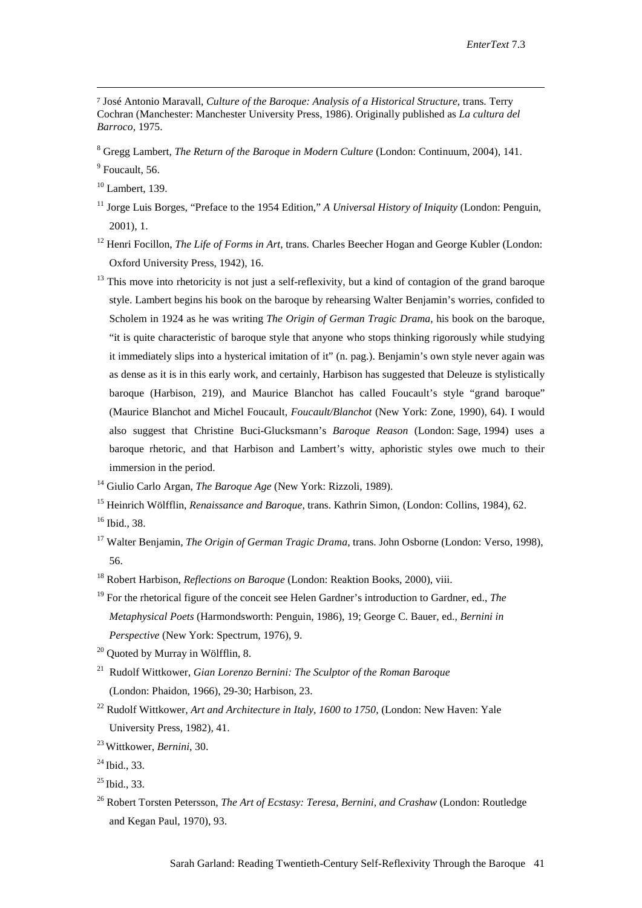[7] José Antonio Maravall, *Culture of the Baroque: Analysis of a Historical Structure*, trans. Terry Cochran (Manchester: Manchester University Press, 1986). Originally published as *La cultura del Barroco*, 1975.

[8] Gregg Lambert, *The Return of the Baroque in Modern Culture* (London: Continuum, 2004), 141.

[9] Foucault, 56.

[10] Lambert, 139.

[11] Jorge Luis Borges, "Preface to the 1954 Edition," *A Universal History of Iniquity* (London: Penguin, 2001), 1.

[12] Henri Focillon, *The Life of Forms in Art*, trans. Charles Beecher Hogan and George Kubler (London: Oxford University Press, 1942), 16.

[13] This move into rhetoricity is not just a self-reflexivity, but a kind of contagion of the grand baroque style. Lambert begins his book on the baroque by rehearsing Walter Benjamin's worries, confided to Scholem in 1924 as he was writing *The Origin of German Tragic Drama*, his book on the baroque, "it is quite characteristic of baroque style that anyone who stops thinking rigorously while studying it immediately slips into a hysterical imitation of it" (n. pag.). Benjamin's own style never again was as dense as it is in this early work, and certainly, Harbison has suggested that Deleuze is stylistically baroque (Harbison, 219), and Maurice Blanchot has called Foucault's style "grand baroque" (Maurice Blanchot and Michel Foucault, *Foucault/Blanchot* (New York: Zone, 1990), 64). I would also suggest that Christine Buci-Glucksmann's *Baroque Reason* (London: Sage, 1994) uses a baroque rhetoric, and that Harbison and Lambert's witty, aphoristic styles owe much to their immersion in the period.

[14] Giulio Carlo Argan, *The Baroque Age* (New York: Rizzoli, 1989).

[15] Heinrich Wölfflin, *Renaissance and Baroque*, trans. Kathrin Simon, (London: Collins, 1984), 62.

[16] Ibid., 38.

[17] Walter Benjamin, *The Origin of German Tragic Drama*, trans. John Osborne (London: Verso, 1998), 56.

[18] Robert Harbison, *Reflections on Baroque* (London: Reaktion Books, 2000), viii.

[19] For the rhetorical figure of the conceit see Helen Gardner's introduction to Gardner, ed., *The Metaphysical Poets* (Harmondsworth: Penguin, 1986), 19; George C. Bauer, ed., *Bernini in Perspective* (New York: Spectrum, 1976), 9.

[20] Quoted by Murray in Wölfflin, 8.

[21] Rudolf Wittkower, *Gian Lorenzo Bernini: The Sculptor of the Roman Baroque* (London: Phaidon, 1966), 29-30; Harbison, 23.

[22] Rudolf Wittkower, *Art and Architecture in Italy, 1600 to 1750*, (London: New Haven: Yale University Press, 1982), 41.

[23] Wittkower, *Bernini*, 30.

[24] Ibid., 33.

[25] Ibid., 33.

[26] Robert Torsten Petersson, *The Art of Ecstasy: Teresa, Bernini, and Crashaw* (London: Routledge and Kegan Paul, 1970), 93.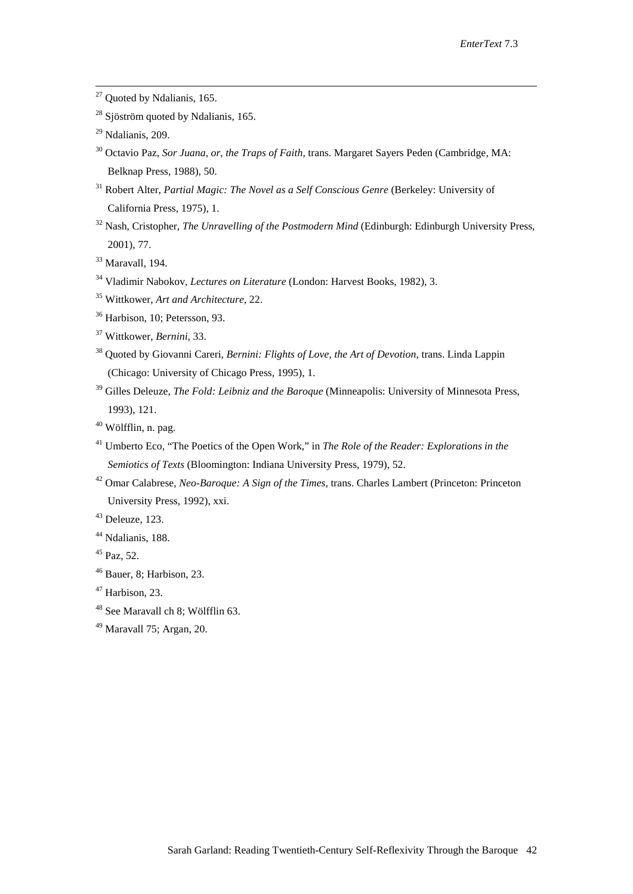[27] Quoted by Ndalianis, 165.

[28] Sjöström quoted by Ndalianis, 165.

[29] Ndalianis, 209.

[30] Octavio Paz, *Sor Juana, or, the Traps of Faith*, trans. Margaret Sayers Peden (Cambridge, MA: Belknap Press, 1988), 50.

[31] Robert Alter, *Partial Magic: The Novel as a Self Conscious Genre* (Berkeley: University of California Press, 1975), 1.

[32] Nash, Cristopher, *The Unravelling of the Postmodern Mind* (Edinburgh: Edinburgh University Press, 2001), 77.

[33] Maravall, 194.

[34] Vladimir Nabokov, *Lectures on Literature* (London: Harvest Books, 1982), 3.

[35] Wittkower, *Art and Architecture,* 22.

[36] Harbison, 10; Petersson, 93.

[37] Wittkower, *Bernini,* 33.

[38] Quoted by Giovanni Careri, *Bernini: Flights of Love, the Art of Devotion,* trans. Linda Lappin (Chicago: University of Chicago Press, 1995), 1.

[39] Gilles Deleuze, *The Fold: Leibniz and the Baroque* (Minneapolis: University of Minnesota Press, 1993), 121.

[40] Wölfflin, n. pag.

[41] Umberto Eco, "The Poetics of the Open Work," in *The Role of the Reader: Explorations in the Semiotics of Texts* (Bloomington: Indiana University Press, 1979), 52.

[42] Omar Calabrese, *Neo-Baroque: A Sign of the Times,* trans. Charles Lambert (Princeton: Princeton University Press, 1992), xxi.

[43] Deleuze, 123.

[44] Ndalianis, 188.

[45] Paz, 52.

[46] Bauer, 8; Harbison, 23.

[47] Harbison, 23.

[48] See Maravall ch 8; Wölfflin 63.

[49] Maravall 75; Argan, 20.